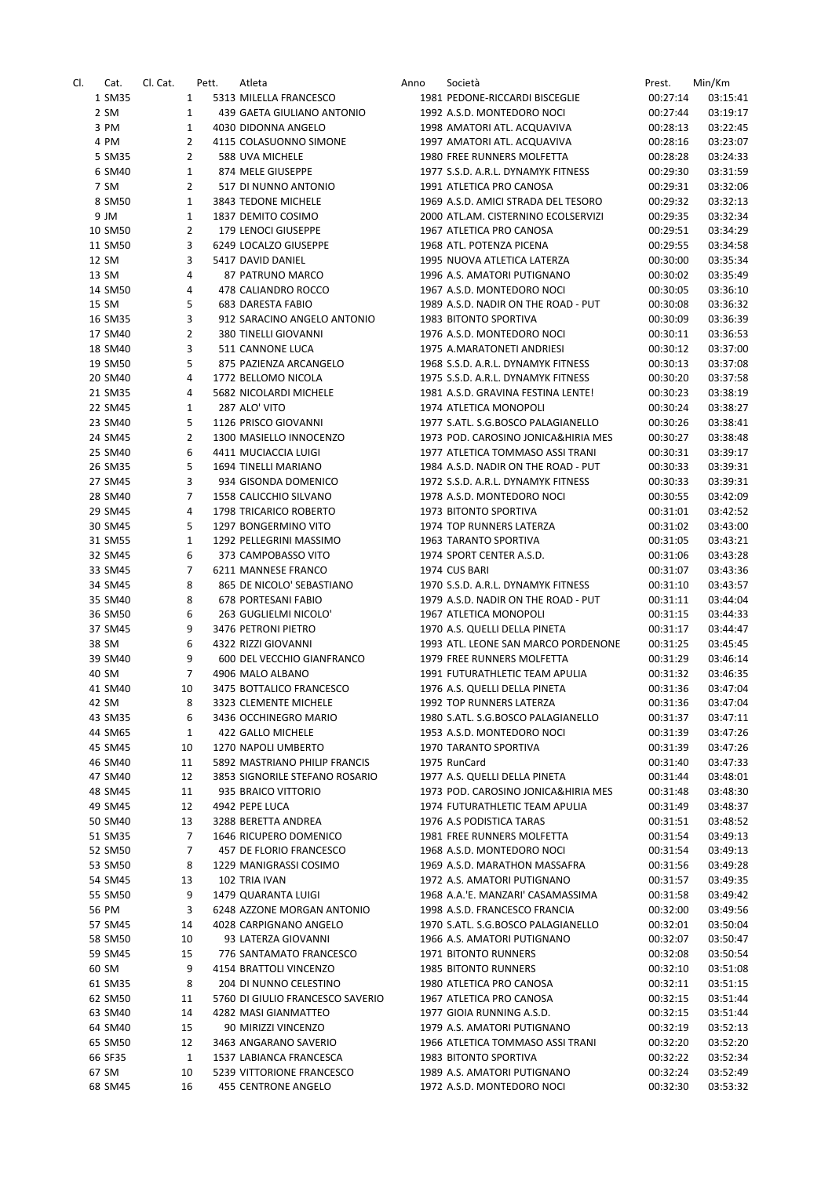| Cl. | Cat. | Cl. Cat. | Pett. | Atleta | Anno | Società | Prest. | Min/Km |
|---|---|---|---|---|---|---|---|---|
| 1 | SM35 | 1 | 5313 | MILELLA FRANCESCO | 1981 | PEDONE-RICCARDI BISCEGLIE | 00:27:14 | 03:15:41 |
| 2 | SM | 1 | 439 | GAETA GIULIANO ANTONIO | 1992 | A.S.D. MONTEDORO NOCI | 00:27:44 | 03:19:17 |
| 3 | PM | 1 | 4030 | DIDONNA ANGELO | 1998 | AMATORI ATL. ACQUAVIVA | 00:28:13 | 03:22:45 |
| 4 | PM | 2 | 4115 | COLASUONNO SIMONE | 1997 | AMATORI ATL. ACQUAVIVA | 00:28:16 | 03:23:07 |
| 5 | SM35 | 2 | 588 | UVA MICHELE | 1980 | FREE RUNNERS MOLFETTA | 00:28:28 | 03:24:33 |
| 6 | SM40 | 1 | 874 | MELE GIUSEPPE | 1977 | S.S.D. A.R.L. DYNAMYK FITNESS | 00:29:30 | 03:31:59 |
| 7 | SM | 2 | 517 | DI NUNNO ANTONIO | 1991 | ATLETICA PRO CANOSA | 00:29:31 | 03:32:06 |
| 8 | SM50 | 1 | 3843 | TEDONE MICHELE | 1969 | A.S.D. AMICI STRADA DEL TESORO | 00:29:32 | 03:32:13 |
| 9 | JM | 1 | 1837 | DEMITO COSIMO | 2000 | ATL.AM. CISTERNINO ECOLSERVIZI | 00:29:35 | 03:32:34 |
| 10 | SM50 | 2 | 179 | LENOCI GIUSEPPE | 1967 | ATLETICA PRO CANOSA | 00:29:51 | 03:34:29 |
| 11 | SM50 | 3 | 6249 | LOCALZO GIUSEPPE | 1968 | ATL. POTENZA PICENA | 00:29:55 | 03:34:58 |
| 12 | SM | 3 | 5417 | DAVID DANIEL | 1995 | NUOVA ATLETICA LATERZA | 00:30:00 | 03:35:34 |
| 13 | SM | 4 | 87 | PATRUNO MARCO | 1996 | A.S. AMATORI PUTIGNANO | 00:30:02 | 03:35:49 |
| 14 | SM50 | 4 | 478 | CALIANDRO ROCCO | 1967 | A.S.D. MONTEDORO NOCI | 00:30:05 | 03:36:10 |
| 15 | SM | 5 | 683 | DARESTA FABIO | 1989 | A.S.D. NADIR ON THE ROAD - PUT | 00:30:08 | 03:36:32 |
| 16 | SM35 | 3 | 912 | SARACINO ANGELO ANTONIO | 1983 | BITONTO SPORTIVA | 00:30:09 | 03:36:39 |
| 17 | SM40 | 2 | 380 | TINELLI GIOVANNI | 1976 | A.S.D. MONTEDORO NOCI | 00:30:11 | 03:36:53 |
| 18 | SM40 | 3 | 511 | CANNONE LUCA | 1975 | A.MARATONETI ANDRIESI | 00:30:12 | 03:37:00 |
| 19 | SM50 | 5 | 875 | PAZIENZA ARCANGELO | 1968 | S.S.D. A.R.L. DYNAMYK FITNESS | 00:30:13 | 03:37:08 |
| 20 | SM40 | 4 | 1772 | BELLOMO NICOLA | 1975 | S.S.D. A.R.L. DYNAMYK FITNESS | 00:30:20 | 03:37:58 |
| 21 | SM35 | 4 | 5682 | NICOLARDI MICHELE | 1981 | A.S.D. GRAVINA FESTINA LENTE! | 00:30:23 | 03:38:19 |
| 22 | SM45 | 1 | 287 | ALO' VITO | 1974 | ATLETICA MONOPOLI | 00:30:24 | 03:38:27 |
| 23 | SM40 | 5 | 1126 | PRISCO GIOVANNI | 1977 | S.ATL. S.G.BOSCO PALAGIANELLO | 00:30:26 | 03:38:41 |
| 24 | SM45 | 2 | 1300 | MASIELLO INNOCENZO | 1973 | POD. CAROSINO JONICA&HIRIA MES | 00:30:27 | 03:38:48 |
| 25 | SM40 | 6 | 4411 | MUCIACCIA LUIGI | 1977 | ATLETICA TOMMASO ASSI TRANI | 00:30:31 | 03:39:17 |
| 26 | SM35 | 5 | 1694 | TINELLI MARIANO | 1984 | A.S.D. NADIR ON THE ROAD - PUT | 00:30:33 | 03:39:31 |
| 27 | SM45 | 3 | 934 | GISONDA DOMENICO | 1972 | S.S.D. A.R.L. DYNAMYK FITNESS | 00:30:33 | 03:39:31 |
| 28 | SM40 | 7 | 1558 | CALICCHIO SILVANO | 1978 | A.S.D. MONTEDORO NOCI | 00:30:55 | 03:42:09 |
| 29 | SM45 | 4 | 1798 | TRICARICO ROBERTO | 1973 | BITONTO SPORTIVA | 00:31:01 | 03:42:52 |
| 30 | SM45 | 5 | 1297 | BONGERMINO VITO | 1974 | TOP RUNNERS LATERZA | 00:31:02 | 03:43:00 |
| 31 | SM55 | 1 | 1292 | PELLEGRINI MASSIMO | 1963 | TARANTO SPORTIVA | 00:31:05 | 03:43:21 |
| 32 | SM45 | 6 | 373 | CAMPOBASSO VITO | 1974 | SPORT CENTER A.S.D. | 00:31:06 | 03:43:28 |
| 33 | SM45 | 7 | 6211 | MANNESE FRANCO | 1974 | CUS BARI | 00:31:07 | 03:43:36 |
| 34 | SM45 | 8 | 865 | DE NICOLO' SEBASTIANO | 1970 | S.S.D. A.R.L. DYNAMYK FITNESS | 00:31:10 | 03:43:57 |
| 35 | SM40 | 8 | 678 | PORTESANI FABIO | 1979 | A.S.D. NADIR ON THE ROAD - PUT | 00:31:11 | 03:44:04 |
| 36 | SM50 | 6 | 263 | GUGLIELMI NICOLO' | 1967 | ATLETICA MONOPOLI | 00:31:15 | 03:44:33 |
| 37 | SM45 | 9 | 3476 | PETRONI PIETRO | 1970 | A.S. QUELLI DELLA PINETA | 00:31:17 | 03:44:47 |
| 38 | SM | 6 | 4322 | RIZZI GIOVANNI | 1993 | ATL. LEONE SAN MARCO PORDENONE | 00:31:25 | 03:45:45 |
| 39 | SM40 | 9 | 600 | DEL VECCHIO GIANFRANCO | 1979 | FREE RUNNERS MOLFETTA | 00:31:29 | 03:46:14 |
| 40 | SM | 7 | 4906 | MALO ALBANO | 1991 | FUTURATHLETIC TEAM APULIA | 00:31:32 | 03:46:35 |
| 41 | SM40 | 10 | 3475 | BOTTALICO FRANCESCO | 1976 | A.S. QUELLI DELLA PINETA | 00:31:36 | 03:47:04 |
| 42 | SM | 8 | 3323 | CLEMENTE MICHELE | 1992 | TOP RUNNERS LATERZA | 00:31:36 | 03:47:04 |
| 43 | SM35 | 6 | 3436 | OCCHINEGRO MARIO | 1980 | S.ATL. S.G.BOSCO PALAGIANELLO | 00:31:37 | 03:47:11 |
| 44 | SM65 | 1 | 422 | GALLO MICHELE | 1953 | A.S.D. MONTEDORO NOCI | 00:31:39 | 03:47:26 |
| 45 | SM45 | 10 | 1270 | NAPOLI UMBERTO | 1970 | TARANTO SPORTIVA | 00:31:39 | 03:47:26 |
| 46 | SM40 | 11 | 5892 | MASTRIANO PHILIP FRANCIS | 1975 | RunCard | 00:31:40 | 03:47:33 |
| 47 | SM40 | 12 | 3853 | SIGNORILE STEFANO ROSARIO | 1977 | A.S. QUELLI DELLA PINETA | 00:31:44 | 03:48:01 |
| 48 | SM45 | 11 | 935 | BRAICO VITTORIO | 1973 | POD. CAROSINO JONICA&HIRIA MES | 00:31:48 | 03:48:30 |
| 49 | SM45 | 12 | 4942 | PEPE LUCA | 1974 | FUTURATHLETIC TEAM APULIA | 00:31:49 | 03:48:37 |
| 50 | SM40 | 13 | 3288 | BERETTA ANDREA | 1976 | A.S PODISTICA TARAS | 00:31:51 | 03:48:52 |
| 51 | SM35 | 7 | 1646 | RICUPERO DOMENICO | 1981 | FREE RUNNERS MOLFETTA | 00:31:54 | 03:49:13 |
| 52 | SM50 | 7 | 457 | DE FLORIO FRANCESCO | 1968 | A.S.D. MONTEDORO NOCI | 00:31:54 | 03:49:13 |
| 53 | SM50 | 8 | 1229 | MANIGRASSI COSIMO | 1969 | A.S.D. MARATHON MASSAFRA | 00:31:56 | 03:49:28 |
| 54 | SM45 | 13 | 102 | TRIA IVAN | 1972 | A.S. AMATORI PUTIGNANO | 00:31:57 | 03:49:35 |
| 55 | SM50 | 9 | 1479 | QUARANTA LUIGI | 1968 | A.A.'E. MANZARI' CASAMASSIMA | 00:31:58 | 03:49:42 |
| 56 | PM | 3 | 6248 | AZZONE MORGAN ANTONIO | 1998 | A.S.D. FRANCESCO FRANCIA | 00:32:00 | 03:49:56 |
| 57 | SM45 | 14 | 4028 | CARPIGNANO ANGELO | 1970 | S.ATL. S.G.BOSCO PALAGIANELLO | 00:32:01 | 03:50:04 |
| 58 | SM50 | 10 | 93 | LATERZA GIOVANNI | 1966 | A.S. AMATORI PUTIGNANO | 00:32:07 | 03:50:47 |
| 59 | SM45 | 15 | 776 | SANTAMATO FRANCESCO | 1971 | BITONTO RUNNERS | 00:32:08 | 03:50:54 |
| 60 | SM | 9 | 4154 | BRATTOLI VINCENZO | 1985 | BITONTO RUNNERS | 00:32:10 | 03:51:08 |
| 61 | SM35 | 8 | 204 | DI NUNNO CELESTINO | 1980 | ATLETICA PRO CANOSA | 00:32:11 | 03:51:15 |
| 62 | SM50 | 11 | 5760 | DI GIULIO FRANCESCO SAVERIO | 1967 | ATLETICA PRO CANOSA | 00:32:15 | 03:51:44 |
| 63 | SM40 | 14 | 4282 | MASI GIANMATTEO | 1977 | GIOIA RUNNING A.S.D. | 00:32:15 | 03:51:44 |
| 64 | SM40 | 15 | 90 | MIRIZZI VINCENZO | 1979 | A.S. AMATORI PUTIGNANO | 00:32:19 | 03:52:13 |
| 65 | SM50 | 12 | 3463 | ANGARANO SAVERIO | 1966 | ATLETICA TOMMASO ASSI TRANI | 00:32:20 | 03:52:20 |
| 66 | SF35 | 1 | 1537 | LABIANCA FRANCESCA | 1983 | BITONTO SPORTIVA | 00:32:22 | 03:52:34 |
| 67 | SM | 10 | 5239 | VITTORIONE FRANCESCO | 1989 | A.S. AMATORI PUTIGNANO | 00:32:24 | 03:52:49 |
| 68 | SM45 | 16 | 455 | CENTRONE ANGELO | 1972 | A.S.D. MONTEDORO NOCI | 00:32:30 | 03:53:32 |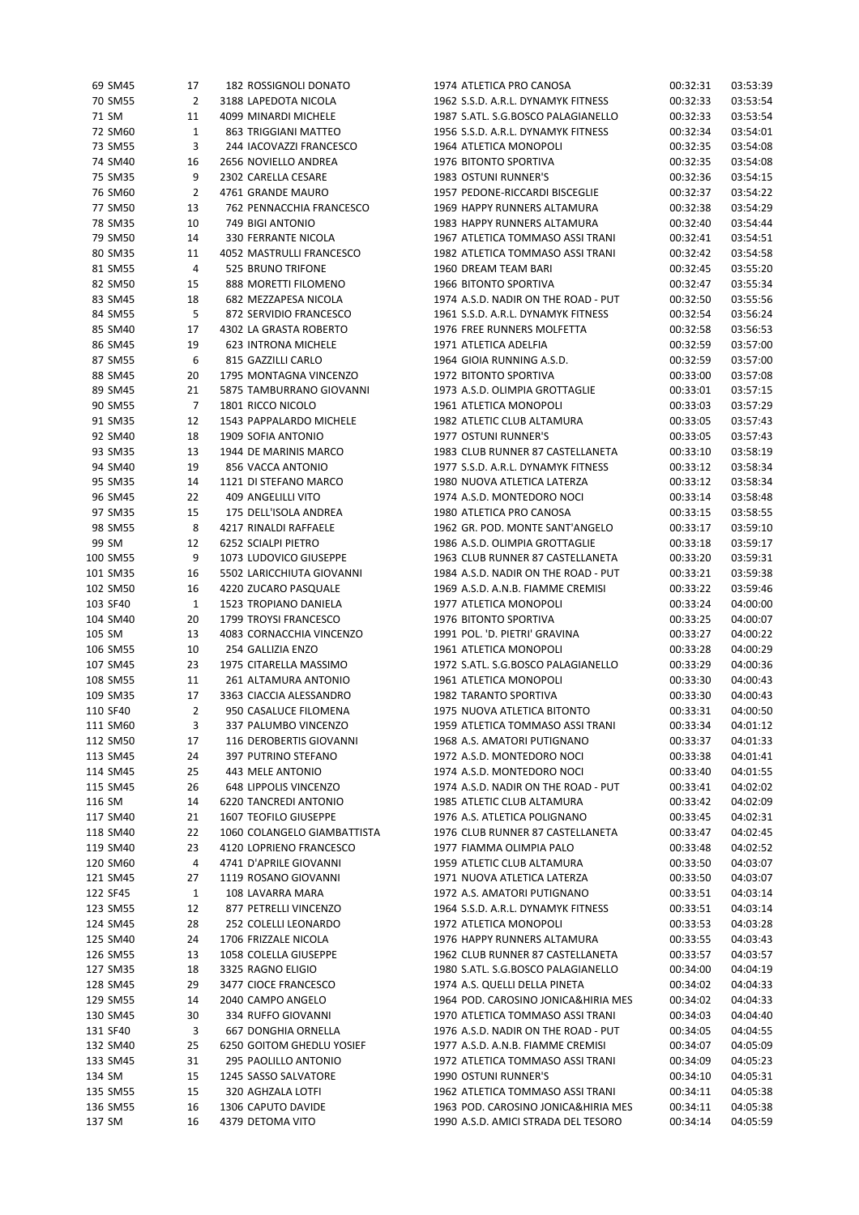| | | | | | | | |
|---|---|---|---|---|---|---|---|
| 69 | SM45 | 17 | 182 ROSSIGNOLI DONATO | 1974 | ATLETICA PRO CANOSA | 00:32:31 | 03:53:39 |
| 70 | SM55 | 2 | 3188 LAPEDOTA NICOLA | 1962 | S.S.D. A.R.L. DYNAMYK FITNESS | 00:32:33 | 03:53:54 |
| 71 | SM | 11 | 4099 MINARDI MICHELE | 1987 | S.ATL. S.G.BOSCO PALAGIANELLO | 00:32:33 | 03:53:54 |
| 72 | SM60 | 1 | 863 TRIGGIANI MATTEO | 1956 | S.S.D. A.R.L. DYNAMYK FITNESS | 00:32:34 | 03:54:01 |
| 73 | SM55 | 3 | 244 IACOVAZZI FRANCESCO | 1964 | ATLETICA MONOPOLI | 00:32:35 | 03:54:08 |
| 74 | SM40 | 16 | 2656 NOVIELLO ANDREA | 1976 | BITONTO SPORTIVA | 00:32:35 | 03:54:08 |
| 75 | SM35 | 9 | 2302 CARELLA CESARE | 1983 | OSTUNI RUNNER'S | 00:32:36 | 03:54:15 |
| 76 | SM60 | 2 | 4761 GRANDE MAURO | 1957 | PEDONE-RICCARDI BISCEGLIE | 00:32:37 | 03:54:22 |
| 77 | SM50 | 13 | 762 PENNACCHIA FRANCESCO | 1969 | HAPPY RUNNERS ALTAMURA | 00:32:38 | 03:54:29 |
| 78 | SM35 | 10 | 749 BIGI ANTONIO | 1983 | HAPPY RUNNERS ALTAMURA | 00:32:40 | 03:54:44 |
| 79 | SM50 | 14 | 330 FERRANTE NICOLA | 1967 | ATLETICA TOMMASO ASSI TRANI | 00:32:41 | 03:54:51 |
| 80 | SM35 | 11 | 4052 MASTRULLI FRANCESCO | 1982 | ATLETICA TOMMASO ASSI TRANI | 00:32:42 | 03:54:58 |
| 81 | SM55 | 4 | 525 BRUNO TRIFONE | 1960 | DREAM TEAM BARI | 00:32:45 | 03:55:20 |
| 82 | SM50 | 15 | 888 MORETTI FILOMENO | 1966 | BITONTO SPORTIVA | 00:32:47 | 03:55:34 |
| 83 | SM45 | 18 | 682 MEZZAPESA NICOLA | 1974 | A.S.D. NADIR ON THE ROAD - PUT | 00:32:50 | 03:55:56 |
| 84 | SM55 | 5 | 872 SERVIDIO FRANCESCO | 1961 | S.S.D. A.R.L. DYNAMYK FITNESS | 00:32:54 | 03:56:24 |
| 85 | SM40 | 17 | 4302 LA GRASTA ROBERTO | 1976 | FREE RUNNERS MOLFETTA | 00:32:58 | 03:56:53 |
| 86 | SM45 | 19 | 623 INTRONA MICHELE | 1971 | ATLETICA ADELFIA | 00:32:59 | 03:57:00 |
| 87 | SM55 | 6 | 815 GAZZILLI CARLO | 1964 | GIOIA RUNNING A.S.D. | 00:32:59 | 03:57:00 |
| 88 | SM45 | 20 | 1795 MONTAGNA VINCENZO | 1972 | BITONTO SPORTIVA | 00:33:00 | 03:57:08 |
| 89 | SM45 | 21 | 5875 TAMBURRANO GIOVANNI | 1973 | A.S.D. OLIMPIA GROTTAGLIE | 00:33:01 | 03:57:15 |
| 90 | SM55 | 7 | 1801 RICCO NICOLO | 1961 | ATLETICA MONOPOLI | 00:33:03 | 03:57:29 |
| 91 | SM35 | 12 | 1543 PAPPALARDO MICHELE | 1982 | ATLETIC CLUB ALTAMURA | 00:33:05 | 03:57:43 |
| 92 | SM40 | 18 | 1909 SOFIA ANTONIO | 1977 | OSTUNI RUNNER'S | 00:33:05 | 03:57:43 |
| 93 | SM35 | 13 | 1944 DE MARINIS MARCO | 1983 | CLUB RUNNER 87 CASTELLANETA | 00:33:10 | 03:58:19 |
| 94 | SM40 | 19 | 856 VACCA ANTONIO | 1977 | S.S.D. A.R.L. DYNAMYK FITNESS | 00:33:12 | 03:58:34 |
| 95 | SM35 | 14 | 1121 DI STEFANO MARCO | 1980 | NUOVA ATLETICA LATERZA | 00:33:12 | 03:58:34 |
| 96 | SM45 | 22 | 409 ANGELILLI VITO | 1974 | A.S.D. MONTEDORO NOCI | 00:33:14 | 03:58:48 |
| 97 | SM35 | 15 | 175 DELL'ISOLA ANDREA | 1980 | ATLETICA PRO CANOSA | 00:33:15 | 03:58:55 |
| 98 | SM55 | 8 | 4217 RINALDI RAFFAELE | 1962 | GR. POD. MONTE SANT'ANGELO | 00:33:17 | 03:59:10 |
| 99 | SM | 12 | 6252 SCIALPI PIETRO | 1986 | A.S.D. OLIMPIA GROTTAGLIE | 00:33:18 | 03:59:17 |
| 100 | SM55 | 9 | 1073 LUDOVICO GIUSEPPE | 1963 | CLUB RUNNER 87 CASTELLANETA | 00:33:20 | 03:59:31 |
| 101 | SM35 | 16 | 5502 LARICCHIUTA GIOVANNI | 1984 | A.S.D. NADIR ON THE ROAD - PUT | 00:33:21 | 03:59:38 |
| 102 | SM50 | 16 | 4220 ZUCARO PASQUALE | 1969 | A.S.D. A.N.B. FIAMME CREMISI | 00:33:22 | 03:59:46 |
| 103 | SF40 | 1 | 1523 TROPIANO DANIELA | 1977 | ATLETICA MONOPOLI | 00:33:24 | 04:00:00 |
| 104 | SM40 | 20 | 1799 TROYSI FRANCESCO | 1976 | BITONTO SPORTIVA | 00:33:25 | 04:00:07 |
| 105 | SM | 13 | 4083 CORNACCHIA VINCENZO | 1991 | POL. 'D. PIETRI' GRAVINA | 00:33:27 | 04:00:22 |
| 106 | SM55 | 10 | 254 GALLIZIA ENZO | 1961 | ATLETICA MONOPOLI | 00:33:28 | 04:00:29 |
| 107 | SM45 | 23 | 1975 CITARELLA MASSIMO | 1972 | S.ATL. S.G.BOSCO PALAGIANELLO | 00:33:29 | 04:00:36 |
| 108 | SM55 | 11 | 261 ALTAMURA ANTONIO | 1961 | ATLETICA MONOPOLI | 00:33:30 | 04:00:43 |
| 109 | SM35 | 17 | 3363 CIACCIA ALESSANDRO | 1982 | TARANTO SPORTIVA | 00:33:30 | 04:00:43 |
| 110 | SF40 | 2 | 950 CASALUCE FILOMENA | 1975 | NUOVA ATLETICA BITONTO | 00:33:31 | 04:00:50 |
| 111 | SM60 | 3 | 337 PALUMBO VINCENZO | 1959 | ATLETICA TOMMASO ASSI TRANI | 00:33:34 | 04:01:12 |
| 112 | SM50 | 17 | 116 DEROBERTIS GIOVANNI | 1968 | A.S. AMATORI PUTIGNANO | 00:33:37 | 04:01:33 |
| 113 | SM45 | 24 | 397 PUTRINO STEFANO | 1972 | A.S.D. MONTEDORO NOCI | 00:33:38 | 04:01:41 |
| 114 | SM45 | 25 | 443 MELE ANTONIO | 1974 | A.S.D. MONTEDORO NOCI | 00:33:40 | 04:01:55 |
| 115 | SM45 | 26 | 648 LIPPOLIS VINCENZO | 1974 | A.S.D. NADIR ON THE ROAD - PUT | 00:33:41 | 04:02:02 |
| 116 | SM | 14 | 6220 TANCREDI ANTONIO | 1985 | ATLETIC CLUB ALTAMURA | 00:33:42 | 04:02:09 |
| 117 | SM40 | 21 | 1607 TEOFILO GIUSEPPE | 1976 | A.S. ATLETICA POLIGNANO | 00:33:45 | 04:02:31 |
| 118 | SM40 | 22 | 1060 COLANGELO GIAMBATTISTA | 1976 | CLUB RUNNER 87 CASTELLANETA | 00:33:47 | 04:02:45 |
| 119 | SM40 | 23 | 4120 LOPRIENO FRANCESCO | 1977 | FIAMMA OLIMPIA PALO | 00:33:48 | 04:02:52 |
| 120 | SM60 | 4 | 4741 D'APRILE GIOVANNI | 1959 | ATLETIC CLUB ALTAMURA | 00:33:50 | 04:03:07 |
| 121 | SM45 | 27 | 1119 ROSANO GIOVANNI | 1971 | NUOVA ATLETICA LATERZA | 00:33:50 | 04:03:07 |
| 122 | SF45 | 1 | 108 LAVARRA MARA | 1972 | A.S. AMATORI PUTIGNANO | 00:33:51 | 04:03:14 |
| 123 | SM55 | 12 | 877 PETRELLI VINCENZO | 1964 | S.S.D. A.R.L. DYNAMYK FITNESS | 00:33:51 | 04:03:14 |
| 124 | SM45 | 28 | 252 COLELLI LEONARDO | 1972 | ATLETICA MONOPOLI | 00:33:53 | 04:03:28 |
| 125 | SM40 | 24 | 1706 FRIZZALE NICOLA | 1976 | HAPPY RUNNERS ALTAMURA | 00:33:55 | 04:03:43 |
| 126 | SM55 | 13 | 1058 COLELLA GIUSEPPE | 1962 | CLUB RUNNER 87 CASTELLANETA | 00:33:57 | 04:03:57 |
| 127 | SM35 | 18 | 3325 RAGNO ELIGIO | 1980 | S.ATL. S.G.BOSCO PALAGIANELLO | 00:34:00 | 04:04:19 |
| 128 | SM45 | 29 | 3477 CIOCE FRANCESCO | 1974 | A.S. QUELLI DELLA PINETA | 00:34:02 | 04:04:33 |
| 129 | SM55 | 14 | 2040 CAMPO ANGELO | 1964 | POD. CAROSINO JONICA&HIRIA MES | 00:34:02 | 04:04:33 |
| 130 | SM45 | 30 | 334 RUFFO GIOVANNI | 1970 | ATLETICA TOMMASO ASSI TRANI | 00:34:03 | 04:04:40 |
| 131 | SF40 | 3 | 667 DONGHIA ORNELLA | 1976 | A.S.D. NADIR ON THE ROAD - PUT | 00:34:05 | 04:04:55 |
| 132 | SM40 | 25 | 6250 GOITOM GHEDLU YOSIEF | 1977 | A.S.D. A.N.B. FIAMME CREMISI | 00:34:07 | 04:05:09 |
| 133 | SM45 | 31 | 295 PAOLILLO ANTONIO | 1972 | ATLETICA TOMMASO ASSI TRANI | 00:34:09 | 04:05:23 |
| 134 | SM | 15 | 1245 SASSO SALVATORE | 1990 | OSTUNI RUNNER'S | 00:34:10 | 04:05:31 |
| 135 | SM55 | 15 | 320 AGHZALA LOTFI | 1962 | ATLETICA TOMMASO ASSI TRANI | 00:34:11 | 04:05:38 |
| 136 | SM55 | 16 | 1306 CAPUTO DAVIDE | 1963 | POD. CAROSINO JONICA&HIRIA MES | 00:34:11 | 04:05:38 |
| 137 | SM | 16 | 4379 DETOMA VITO | 1990 | A.S.D. AMICI STRADA DEL TESORO | 00:34:14 | 04:05:59 |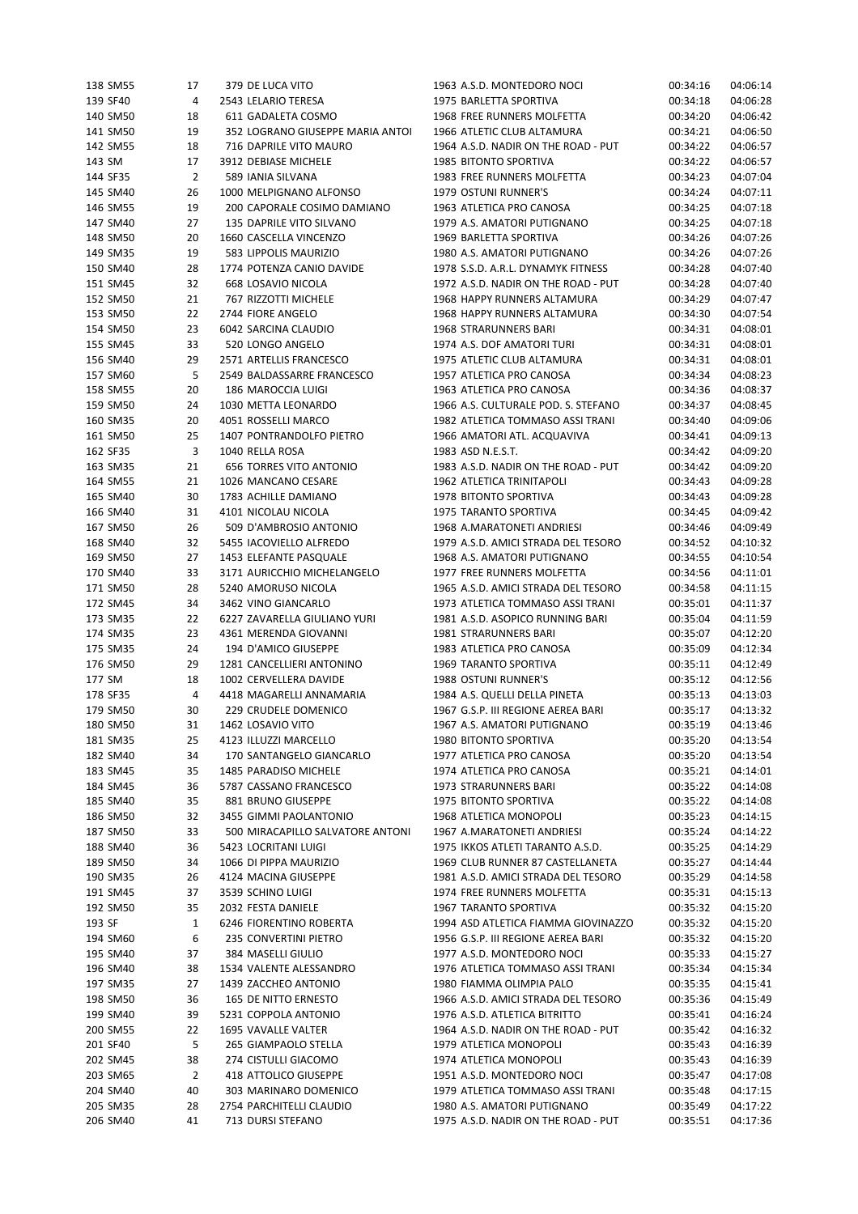| | | | | | | | |
|---|---|---|---|---|---|---|---|
| 138 | SM55 | 17 | 379 DE LUCA VITO | 1963 A.S.D. MONTEDORO NOCI | 00:34:16 | 04:06:14 |
| 139 | SF40 | 4 | 2543 LELARIO TERESA | 1975 BARLETTA SPORTIVA | 00:34:18 | 04:06:28 |
| 140 | SM50 | 18 | 611 GADALETA COSMO | 1968 FREE RUNNERS MOLFETTA | 00:34:20 | 04:06:42 |
| 141 | SM50 | 19 | 352 LOGRANO GIUSEPPE MARIA ANTOI | 1966 ATLETIC CLUB ALTAMURA | 00:34:21 | 04:06:50 |
| 142 | SM55 | 18 | 716 DAPRILE VITO MAURO | 1964 A.S.D. NADIR ON THE ROAD - PUT | 00:34:22 | 04:06:57 |
| 143 | SM | 17 | 3912 DEBIASE MICHELE | 1985 BITONTO SPORTIVA | 00:34:22 | 04:06:57 |
| 144 | SF35 | 2 | 589 IANIA SILVANA | 1983 FREE RUNNERS MOLFETTA | 00:34:23 | 04:07:04 |
| 145 | SM40 | 26 | 1000 MELPIGNANO ALFONSO | 1979 OSTUNI RUNNER'S | 00:34:24 | 04:07:11 |
| 146 | SM55 | 19 | 200 CAPORALE COSIMO DAMIANO | 1963 ATLETICA PRO CANOSA | 00:34:25 | 04:07:18 |
| 147 | SM40 | 27 | 135 DAPRILE VITO SILVANO | 1979 A.S. AMATORI PUTIGNANO | 00:34:25 | 04:07:18 |
| 148 | SM50 | 20 | 1660 CASCELLA VINCENZO | 1969 BARLETTA SPORTIVA | 00:34:26 | 04:07:26 |
| 149 | SM35 | 19 | 583 LIPPOLIS MAURIZIO | 1980 A.S. AMATORI PUTIGNANO | 00:34:26 | 04:07:26 |
| 150 | SM40 | 28 | 1774 POTENZA CANIO DAVIDE | 1978 S.S.D. A.R.L. DYNAMYK FITNESS | 00:34:28 | 04:07:40 |
| 151 | SM45 | 32 | 668 LOSAVIO NICOLA | 1972 A.S.D. NADIR ON THE ROAD - PUT | 00:34:28 | 04:07:40 |
| 152 | SM50 | 21 | 767 RIZZOTTI MICHELE | 1968 HAPPY RUNNERS ALTAMURA | 00:34:29 | 04:07:47 |
| 153 | SM50 | 22 | 2744 FIORE ANGELO | 1968 HAPPY RUNNERS ALTAMURA | 00:34:30 | 04:07:54 |
| 154 | SM50 | 23 | 6042 SARCINA CLAUDIO | 1968 STRARUNNERS BARI | 00:34:31 | 04:08:01 |
| 155 | SM45 | 33 | 520 LONGO ANGELO | 1974 A.S. DOF AMATORI TURI | 00:34:31 | 04:08:01 |
| 156 | SM40 | 29 | 2571 ARTELLIS FRANCESCO | 1975 ATLETIC CLUB ALTAMURA | 00:34:31 | 04:08:01 |
| 157 | SM60 | 5 | 2549 BALDASSARRE FRANCESCO | 1957 ATLETICA PRO CANOSA | 00:34:34 | 04:08:23 |
| 158 | SM55 | 20 | 186 MAROCCIA LUIGI | 1963 ATLETICA PRO CANOSA | 00:34:36 | 04:08:37 |
| 159 | SM50 | 24 | 1030 METTA LEONARDO | 1966 A.S. CULTURALE POD. S. STEFANO | 00:34:37 | 04:08:45 |
| 160 | SM35 | 20 | 4051 ROSSELLI MARCO | 1982 ATLETICA TOMMASO ASSI TRANI | 00:34:40 | 04:09:06 |
| 161 | SM50 | 25 | 1407 PONTRANDOLFO PIETRO | 1966 AMATORI ATL. ACQUAVIVA | 00:34:41 | 04:09:13 |
| 162 | SF35 | 3 | 1040 RELLA ROSA | 1983 ASD N.E.S.T. | 00:34:42 | 04:09:20 |
| 163 | SM35 | 21 | 656 TORRES VITO ANTONIO | 1983 A.S.D. NADIR ON THE ROAD - PUT | 00:34:42 | 04:09:20 |
| 164 | SM55 | 21 | 1026 MANCANO CESARE | 1962 ATLETICA TRINITAPOLI | 00:34:43 | 04:09:28 |
| 165 | SM40 | 30 | 1783 ACHILLE DAMIANO | 1978 BITONTO SPORTIVA | 00:34:43 | 04:09:28 |
| 166 | SM40 | 31 | 4101 NICOLAU NICOLA | 1975 TARANTO SPORTIVA | 00:34:45 | 04:09:42 |
| 167 | SM50 | 26 | 509 D'AMBROSIO ANTONIO | 1968 A.MARATONETI ANDRIESI | 00:34:46 | 04:09:49 |
| 168 | SM40 | 32 | 5455 IACOVIELLO ALFREDO | 1979 A.S.D. AMICI STRADA DEL TESORO | 00:34:52 | 04:10:32 |
| 169 | SM50 | 27 | 1453 ELEFANTE PASQUALE | 1968 A.S. AMATORI PUTIGNANO | 00:34:55 | 04:10:54 |
| 170 | SM40 | 33 | 3171 AURICCHIO MICHELANGELO | 1977 FREE RUNNERS MOLFETTA | 00:34:56 | 04:11:01 |
| 171 | SM50 | 28 | 5240 AMORUSO NICOLA | 1965 A.S.D. AMICI STRADA DEL TESORO | 00:34:58 | 04:11:15 |
| 172 | SM45 | 34 | 3462 VINO GIANCARLO | 1973 ATLETICA TOMMASO ASSI TRANI | 00:35:01 | 04:11:37 |
| 173 | SM35 | 22 | 6227 ZAVARELLA GIULIANO YURI | 1981 A.S.D. ASOPICO RUNNING BARI | 00:35:04 | 04:11:59 |
| 174 | SM35 | 23 | 4361 MERENDA GIOVANNI | 1981 STRARUNNERS BARI | 00:35:07 | 04:12:20 |
| 175 | SM35 | 24 | 194 D'AMICO GIUSEPPE | 1983 ATLETICA PRO CANOSA | 00:35:09 | 04:12:34 |
| 176 | SM50 | 29 | 1281 CANCELLIERI ANTONINO | 1969 TARANTO SPORTIVA | 00:35:11 | 04:12:49 |
| 177 | SM | 18 | 1002 CERVELLERA DAVIDE | 1988 OSTUNI RUNNER'S | 00:35:12 | 04:12:56 |
| 178 | SF35 | 4 | 4418 MAGARELLI ANNAMARIA | 1984 A.S. QUELLI DELLA PINETA | 00:35:13 | 04:13:03 |
| 179 | SM50 | 30 | 229 CRUDELE DOMENICO | 1967 G.S.P. III REGIONE AEREA BARI | 00:35:17 | 04:13:32 |
| 180 | SM50 | 31 | 1462 LOSAVIO VITO | 1967 A.S. AMATORI PUTIGNANO | 00:35:19 | 04:13:46 |
| 181 | SM35 | 25 | 4123 ILLUZZI MARCELLO | 1980 BITONTO SPORTIVA | 00:35:20 | 04:13:54 |
| 182 | SM40 | 34 | 170 SANTANGELO GIANCARLO | 1977 ATLETICA PRO CANOSA | 00:35:20 | 04:13:54 |
| 183 | SM45 | 35 | 1485 PARADISO MICHELE | 1974 ATLETICA PRO CANOSA | 00:35:21 | 04:14:01 |
| 184 | SM45 | 36 | 5787 CASSANO FRANCESCO | 1973 STRARUNNERS BARI | 00:35:22 | 04:14:08 |
| 185 | SM40 | 35 | 881 BRUNO GIUSEPPE | 1975 BITONTO SPORTIVA | 00:35:22 | 04:14:08 |
| 186 | SM50 | 32 | 3455 GIMMI PAOLANTONIO | 1968 ATLETICA MONOPOLI | 00:35:23 | 04:14:15 |
| 187 | SM50 | 33 | 500 MIRACAPILLO SALVATORE ANTONI | 1967 A.MARATONETI ANDRIESI | 00:35:24 | 04:14:22 |
| 188 | SM40 | 36 | 5423 LOCRITANI LUIGI | 1975 IKKOS ATLETI TARANTO A.S.D. | 00:35:25 | 04:14:29 |
| 189 | SM50 | 34 | 1066 DI PIPPA MAURIZIO | 1969 CLUB RUNNER 87 CASTELLANETA | 00:35:27 | 04:14:44 |
| 190 | SM35 | 26 | 4124 MACINA GIUSEPPE | 1981 A.S.D. AMICI STRADA DEL TESORO | 00:35:29 | 04:14:58 |
| 191 | SM45 | 37 | 3539 SCHINO LUIGI | 1974 FREE RUNNERS MOLFETTA | 00:35:31 | 04:15:13 |
| 192 | SM50 | 35 | 2032 FESTA DANIELE | 1967 TARANTO SPORTIVA | 00:35:32 | 04:15:20 |
| 193 | SF | 1 | 6246 FIORENTINO ROBERTA | 1994 ASD ATLETICA FIAMMA GIOVINAZZO | 00:35:32 | 04:15:20 |
| 194 | SM60 | 6 | 235 CONVERTINI PIETRO | 1956 G.S.P. III REGIONE AEREA BARI | 00:35:32 | 04:15:20 |
| 195 | SM40 | 37 | 384 MASELLI GIULIO | 1977 A.S.D. MONTEDORO NOCI | 00:35:33 | 04:15:27 |
| 196 | SM40 | 38 | 1534 VALENTE ALESSANDRO | 1976 ATLETICA TOMMASO ASSI TRANI | 00:35:34 | 04:15:34 |
| 197 | SM35 | 27 | 1439 ZACCHEO ANTONIO | 1980 FIAMMA OLIMPIA PALO | 00:35:35 | 04:15:41 |
| 198 | SM50 | 36 | 165 DE NITTO ERNESTO | 1966 A.S.D. AMICI STRADA DEL TESORO | 00:35:36 | 04:15:49 |
| 199 | SM40 | 39 | 5231 COPPOLA ANTONIO | 1976 A.S.D. ATLETICA BITRITTO | 00:35:41 | 04:16:24 |
| 200 | SM55 | 22 | 1695 VAVALLE VALTER | 1964 A.S.D. NADIR ON THE ROAD - PUT | 00:35:42 | 04:16:32 |
| 201 | SF40 | 5 | 265 GIAMPAOLO STELLA | 1979 ATLETICA MONOPOLI | 00:35:43 | 04:16:39 |
| 202 | SM45 | 38 | 274 CISTULLI GIACOMO | 1974 ATLETICA MONOPOLI | 00:35:43 | 04:16:39 |
| 203 | SM65 | 2 | 418 ATTOLICO GIUSEPPE | 1951 A.S.D. MONTEDORO NOCI | 00:35:47 | 04:17:08 |
| 204 | SM40 | 40 | 303 MARINARO DOMENICO | 1979 ATLETICA TOMMASO ASSI TRANI | 00:35:48 | 04:17:15 |
| 205 | SM35 | 28 | 2754 PARCHITELLI CLAUDIO | 1980 A.S. AMATORI PUTIGNANO | 00:35:49 | 04:17:22 |
| 206 | SM40 | 41 | 713 DURSI STEFANO | 1975 A.S.D. NADIR ON THE ROAD - PUT | 00:35:51 | 04:17:36 |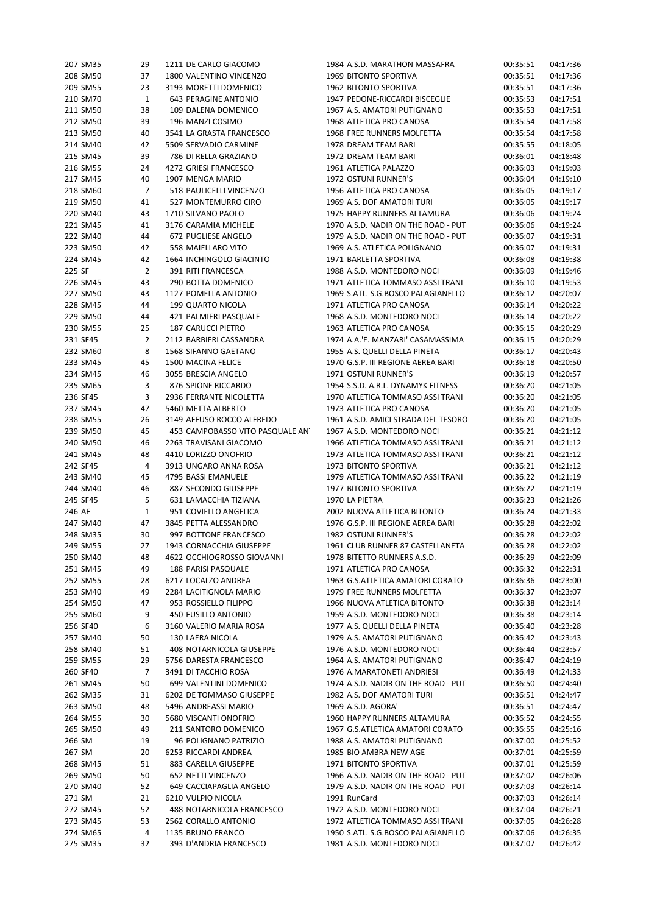| Pos | Cat | Pos Cat | Pett | Nome | Anno | Società | Tempo | Media |
|---|---|---|---|---|---|---|---|---|
| 207 | SM35 | 29 | 1211 | DE CARLO GIACOMO | 1984 | A.S.D. MARATHON MASSAFRA | 00:35:51 | 04:17:36 |
| 208 | SM50 | 37 | 1800 | VALENTINO VINCENZO | 1969 | BITONTO SPORTIVA | 00:35:51 | 04:17:36 |
| 209 | SM55 | 23 | 3193 | MORETTI DOMENICO | 1962 | BITONTO SPORTIVA | 00:35:51 | 04:17:36 |
| 210 | SM70 | 1 | 643 | PERAGINE ANTONIO | 1947 | PEDONE-RICCARDI BISCEGLIE | 00:35:53 | 04:17:51 |
| 211 | SM50 | 38 | 109 | DALENA DOMENICO | 1967 | A.S. AMATORI PUTIGNANO | 00:35:53 | 04:17:51 |
| 212 | SM50 | 39 | 196 | MANZI COSIMO | 1968 | ATLETICA PRO CANOSA | 00:35:54 | 04:17:58 |
| 213 | SM50 | 40 | 3541 | LA GRASTA FRANCESCO | 1968 | FREE RUNNERS MOLFETTA | 00:35:54 | 04:17:58 |
| 214 | SM40 | 42 | 5509 | SERVADIO CARMINE | 1978 | DREAM TEAM BARI | 00:35:55 | 04:18:05 |
| 215 | SM45 | 39 | 786 | DI RELLA GRAZIANO | 1972 | DREAM TEAM BARI | 00:36:01 | 04:18:48 |
| 216 | SM55 | 24 | 4272 | GRIESI FRANCESCO | 1961 | ATLETICA PALAZZO | 00:36:03 | 04:19:03 |
| 217 | SM45 | 40 | 1907 | MENGA MARIO | 1972 | OSTUNI RUNNER'S | 00:36:04 | 04:19:10 |
| 218 | SM60 | 7 | 518 | PAULICELLI VINCENZO | 1956 | ATLETICA PRO CANOSA | 00:36:05 | 04:19:17 |
| 219 | SM50 | 41 | 527 | MONTEMURRO CIRO | 1969 | A.S. DOF AMATORI TURI | 00:36:05 | 04:19:17 |
| 220 | SM40 | 43 | 1710 | SILVANO PAOLO | 1975 | HAPPY RUNNERS ALTAMURA | 00:36:06 | 04:19:24 |
| 221 | SM45 | 41 | 3176 | CARAMIA MICHELE | 1970 | A.S.D. NADIR ON THE ROAD - PUT | 00:36:06 | 04:19:24 |
| 222 | SM40 | 44 | 672 | PUGLIESE ANGELO | 1979 | A.S.D. NADIR ON THE ROAD - PUT | 00:36:07 | 04:19:31 |
| 223 | SM50 | 42 | 558 | MAIELLARO VITO | 1969 | A.S. ATLETICA POLIGNANO | 00:36:07 | 04:19:31 |
| 224 | SM45 | 42 | 1664 | INCHINGOLO GIACINTO | 1971 | BARLETTA SPORTIVA | 00:36:08 | 04:19:38 |
| 225 | SF | 2 | 391 | RITI FRANCESCA | 1988 | A.S.D. MONTEDORO NOCI | 00:36:09 | 04:19:46 |
| 226 | SM45 | 43 | 290 | BOTTA DOMENICO | 1971 | ATLETICA TOMMASO ASSI TRANI | 00:36:10 | 04:19:53 |
| 227 | SM50 | 43 | 1127 | POMELLA ANTONIO | 1969 | S.ATL. S.G.BOSCO PALAGIANELLO | 00:36:12 | 04:20:07 |
| 228 | SM45 | 44 | 199 | QUARTO NICOLA | 1971 | ATLETICA PRO CANOSA | 00:36:14 | 04:20:22 |
| 229 | SM50 | 44 | 421 | PALMIERI PASQUALE | 1968 | A.S.D. MONTEDORO NOCI | 00:36:14 | 04:20:22 |
| 230 | SM55 | 25 | 187 | CARUCCI PIETRO | 1963 | ATLETICA PRO CANOSA | 00:36:15 | 04:20:29 |
| 231 | SF45 | 2 | 2112 | BARBIERI CASSANDRA | 1974 | A.A.'E. MANZARI' CASAMASSIMA | 00:36:15 | 04:20:29 |
| 232 | SM60 | 8 | 1568 | SIFANNO GAETANO | 1955 | A.S. QUELLI DELLA PINETA | 00:36:17 | 04:20:43 |
| 233 | SM45 | 45 | 1500 | MACINA FELICE | 1970 | G.S.P. III REGIONE AEREA BARI | 00:36:18 | 04:20:50 |
| 234 | SM45 | 46 | 3055 | BRESCIA ANGELO | 1971 | OSTUNI RUNNER'S | 00:36:19 | 04:20:57 |
| 235 | SM65 | 3 | 876 | SPIONE RICCARDO | 1954 | S.S.D. A.R.L. DYNAMYK FITNESS | 00:36:20 | 04:21:05 |
| 236 | SF45 | 3 | 2936 | FERRANTE NICOLETTA | 1970 | ATLETICA TOMMASO ASSI TRANI | 00:36:20 | 04:21:05 |
| 237 | SM45 | 47 | 5460 | METTA ALBERTO | 1973 | ATLETICA PRO CANOSA | 00:36:20 | 04:21:05 |
| 238 | SM55 | 26 | 3149 | AFFUSO ROCCO ALFREDO | 1961 | A.S.D. AMICI STRADA DEL TESORO | 00:36:20 | 04:21:05 |
| 239 | SM50 | 45 | 453 | CAMPOBASSO VITO PASQUALE AN | 1967 | A.S.D. MONTEDORO NOCI | 00:36:21 | 04:21:12 |
| 240 | SM50 | 46 | 2263 | TRAVISANI GIACOMO | 1966 | ATLETICA TOMMASO ASSI TRANI | 00:36:21 | 04:21:12 |
| 241 | SM45 | 48 | 4410 | LORIZZO ONOFRIO | 1973 | ATLETICA TOMMASO ASSI TRANI | 00:36:21 | 04:21:12 |
| 242 | SF45 | 4 | 3913 | UNGARO ANNA ROSA | 1973 | BITONTO SPORTIVA | 00:36:21 | 04:21:12 |
| 243 | SM40 | 45 | 4795 | BASSI EMANUELE | 1979 | ATLETICA TOMMASO ASSI TRANI | 00:36:22 | 04:21:19 |
| 244 | SM40 | 46 | 887 | SECONDO GIUSEPPE | 1977 | BITONTO SPORTIVA | 00:36:22 | 04:21:19 |
| 245 | SF45 | 5 | 631 | LAMACCHIA TIZIANA | 1970 | LA PIETRA | 00:36:23 | 04:21:26 |
| 246 | AF | 1 | 951 | COVIELLO ANGELICA | 2002 | NUOVA ATLETICA BITONTO | 00:36:24 | 04:21:33 |
| 247 | SM40 | 47 | 3845 | PETTA ALESSANDRO | 1976 | G.S.P. III REGIONE AEREA BARI | 00:36:28 | 04:22:02 |
| 248 | SM35 | 30 | 997 | BOTTONE FRANCESCO | 1982 | OSTUNI RUNNER'S | 00:36:28 | 04:22:02 |
| 249 | SM55 | 27 | 1943 | CORNACCHIA GIUSEPPE | 1961 | CLUB RUNNER 87 CASTELLANETA | 00:36:28 | 04:22:02 |
| 250 | SM40 | 48 | 4622 | OCCHIOGROSSO GIOVANNI | 1978 | BITETTO RUNNERS A.S.D. | 00:36:29 | 04:22:09 |
| 251 | SM45 | 49 | 188 | PARISI PASQUALE | 1971 | ATLETICA PRO CANOSA | 00:36:32 | 04:22:31 |
| 252 | SM55 | 28 | 6217 | LOCALZO ANDREA | 1963 | G.S.ATLETICA AMATORI CORATO | 00:36:36 | 04:23:00 |
| 253 | SM40 | 49 | 2284 | LACITIGNOLA MARIO | 1979 | FREE RUNNERS MOLFETTA | 00:36:37 | 04:23:07 |
| 254 | SM50 | 47 | 953 | ROSSIELLO FILIPPO | 1966 | NUOVA ATLETICA BITONTO | 00:36:38 | 04:23:14 |
| 255 | SM60 | 9 | 450 | FUSILLO ANTONIO | 1959 | A.S.D. MONTEDORO NOCI | 00:36:38 | 04:23:14 |
| 256 | SF40 | 6 | 3160 | VALERIO MARIA ROSA | 1977 | A.S. QUELLI DELLA PINETA | 00:36:40 | 04:23:28 |
| 257 | SM40 | 50 | 130 | LAERA NICOLA | 1979 | A.S. AMATORI PUTIGNANO | 00:36:42 | 04:23:43 |
| 258 | SM40 | 51 | 408 | NOTARNICOLA GIUSEPPE | 1976 | A.S.D. MONTEDORO NOCI | 00:36:44 | 04:23:57 |
| 259 | SM55 | 29 | 5756 | DARESTA FRANCESCO | 1964 | A.S. AMATORI PUTIGNANO | 00:36:47 | 04:24:19 |
| 260 | SF40 | 7 | 3491 | DI TACCHIO ROSA | 1976 | A.MARATONETI ANDRIESI | 00:36:49 | 04:24:33 |
| 261 | SM45 | 50 | 699 | VALENTINI DOMENICO | 1974 | A.S.D. NADIR ON THE ROAD - PUT | 00:36:50 | 04:24:40 |
| 262 | SM35 | 31 | 6202 | DE TOMMASO GIUSEPPE | 1982 | A.S. DOF AMATORI TURI | 00:36:51 | 04:24:47 |
| 263 | SM50 | 48 | 5496 | ANDREASSI MARIO | 1969 | A.S.D. AGORA' | 00:36:51 | 04:24:47 |
| 264 | SM55 | 30 | 5680 | VISCANTI ONOFRIO | 1960 | HAPPY RUNNERS ALTAMURA | 00:36:52 | 04:24:55 |
| 265 | SM50 | 49 | 211 | SANTORO DOMENICO | 1967 | G.S.ATLETICA AMATORI CORATO | 00:36:55 | 04:25:16 |
| 266 | SM | 19 | 96 | POLIGNANO PATRIZIO | 1988 | A.S. AMATORI PUTIGNANO | 00:37:00 | 04:25:52 |
| 267 | SM | 20 | 6253 | RICCARDI ANDREA | 1985 | BIO AMBRA NEW AGE | 00:37:01 | 04:25:59 |
| 268 | SM45 | 51 | 883 | CARELLA GIUSEPPE | 1971 | BITONTO SPORTIVA | 00:37:01 | 04:25:59 |
| 269 | SM50 | 50 | 652 | NETTI VINCENZO | 1966 | A.S.D. NADIR ON THE ROAD - PUT | 00:37:02 | 04:26:06 |
| 270 | SM40 | 52 | 649 | CACCIAPAGLIA ANGELO | 1979 | A.S.D. NADIR ON THE ROAD - PUT | 00:37:03 | 04:26:14 |
| 271 | SM | 21 | 6210 | VULPIO NICOLA | 1991 | RunCard | 00:37:03 | 04:26:14 |
| 272 | SM45 | 52 | 488 | NOTARNICOLA FRANCESCO | 1972 | A.S.D. MONTEDORO NOCI | 00:37:04 | 04:26:21 |
| 273 | SM45 | 53 | 2562 | CORALLO ANTONIO | 1972 | ATLETICA TOMMASO ASSI TRANI | 00:37:05 | 04:26:28 |
| 274 | SM65 | 4 | 1135 | BRUNO FRANCO | 1950 | S.ATL. S.G.BOSCO PALAGIANELLO | 00:37:06 | 04:26:35 |
| 275 | SM35 | 32 | 393 | D'ANDRIA FRANCESCO | 1981 | A.S.D. MONTEDORO NOCI | 00:37:07 | 04:26:42 |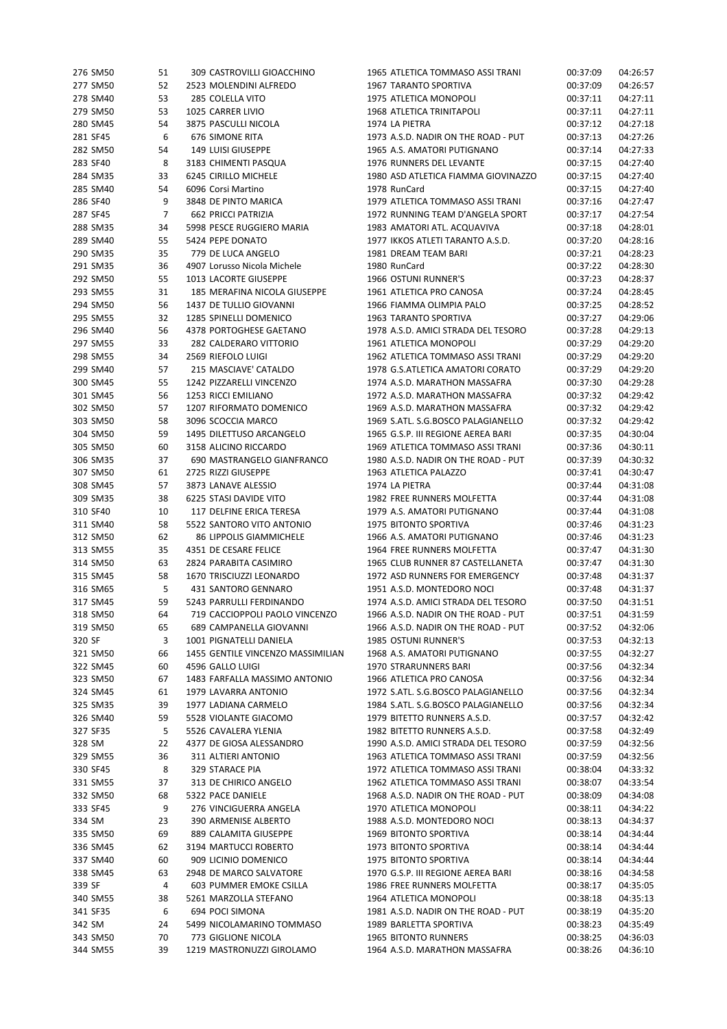| | | | | | | | | |
|---|---|---|---|---|---|---|---|---|
| 276 | SM50 | 51 | 309 | CASTROVILLI GIOACCHINO | 1965 | ATLETICA TOMMASO ASSI TRANI | 00:37:09 | 04:26:57 |
| 277 | SM50 | 52 | 2523 | MOLENDINI ALFREDO | 1967 | TARANTO SPORTIVA | 00:37:09 | 04:26:57 |
| 278 | SM40 | 53 | 285 | COLELLA VITO | 1975 | ATLETICA MONOPOLI | 00:37:11 | 04:27:11 |
| 279 | SM50 | 53 | 1025 | CARRER LIVIO | 1968 | ATLETICA TRINITAPOLI | 00:37:11 | 04:27:11 |
| 280 | SM45 | 54 | 3875 | PASCULLI NICOLA | 1974 | LA PIETRA | 00:37:12 | 04:27:18 |
| 281 | SF45 | 6 | 676 | SIMONE RITA | 1973 | A.S.D. NADIR ON THE ROAD - PUT | 00:37:13 | 04:27:26 |
| 282 | SM50 | 54 | 149 | LUISI GIUSEPPE | 1965 | A.S. AMATORI PUTIGNANO | 00:37:14 | 04:27:33 |
| 283 | SF40 | 8 | 3183 | CHIMENTI PASQUA | 1976 | RUNNERS DEL LEVANTE | 00:37:15 | 04:27:40 |
| 284 | SM35 | 33 | 6245 | CIRILLO MICHELE | 1980 | ASD ATLETICA FIAMMA GIOVINAZZO | 00:37:15 | 04:27:40 |
| 285 | SM40 | 54 | 6096 | Corsi Martino | 1978 | RunCard | 00:37:15 | 04:27:40 |
| 286 | SF40 | 9 | 3848 | DE PINTO MARICA | 1979 | ATLETICA TOMMASO ASSI TRANI | 00:37:16 | 04:27:47 |
| 287 | SF45 | 7 | 662 | PRICCI PATRIZIA | 1972 | RUNNING TEAM D'ANGELA SPORT | 00:37:17 | 04:27:54 |
| 288 | SM35 | 34 | 5998 | PESCE RUGGIERO MARIA | 1983 | AMATORI ATL. ACQUAVIVA | 00:37:18 | 04:28:01 |
| 289 | SM40 | 55 | 5424 | PEPE DONATO | 1977 | IKKOS ATLETI TARANTO A.S.D. | 00:37:20 | 04:28:16 |
| 290 | SM35 | 35 | 779 | DE LUCA ANGELO | 1981 | DREAM TEAM BARI | 00:37:21 | 04:28:23 |
| 291 | SM35 | 36 | 4907 | Lorusso Nicola Michele | 1980 | RunCard | 00:37:22 | 04:28:30 |
| 292 | SM50 | 55 | 1013 | LACORTE GIUSEPPE | 1966 | OSTUNI RUNNER'S | 00:37:23 | 04:28:37 |
| 293 | SM55 | 31 | 185 | MERAFINA NICOLA GIUSEPPE | 1961 | ATLETICA PRO CANOSA | 00:37:24 | 04:28:45 |
| 294 | SM50 | 56 | 1437 | DE TULLIO GIOVANNI | 1966 | FIAMMA OLIMPIA PALO | 00:37:25 | 04:28:52 |
| 295 | SM55 | 32 | 1285 | SPINELLI DOMENICO | 1963 | TARANTO SPORTIVA | 00:37:27 | 04:29:06 |
| 296 | SM40 | 56 | 4378 | PORTOGHESE GAETANO | 1978 | A.S.D. AMICI STRADA DEL TESORO | 00:37:28 | 04:29:13 |
| 297 | SM55 | 33 | 282 | CALDERARO VITTORIO | 1961 | ATLETICA MONOPOLI | 00:37:29 | 04:29:20 |
| 298 | SM55 | 34 | 2569 | RIEFOLO LUIGI | 1962 | ATLETICA TOMMASO ASSI TRANI | 00:37:29 | 04:29:20 |
| 299 | SM40 | 57 | 215 | MASCIAVE' CATALDO | 1978 | G.S.ATLETICA AMATORI CORATO | 00:37:29 | 04:29:20 |
| 300 | SM45 | 55 | 1242 | PIZZARELLI VINCENZO | 1974 | A.S.D. MARATHON MASSAFRA | 00:37:30 | 04:29:28 |
| 301 | SM45 | 56 | 1253 | RICCI EMILIANO | 1972 | A.S.D. MARATHON MASSAFRA | 00:37:32 | 04:29:42 |
| 302 | SM50 | 57 | 1207 | RIFORMATO DOMENICO | 1969 | A.S.D. MARATHON MASSAFRA | 00:37:32 | 04:29:42 |
| 303 | SM50 | 58 | 3096 | SCOCCIA MARCO | 1969 | S.ATL. S.G.BOSCO PALAGIANELLO | 00:37:32 | 04:29:42 |
| 304 | SM50 | 59 | 1495 | DILETTUSO ARCANGELO | 1965 | G.S.P. III REGIONE AEREA BARI | 00:37:35 | 04:30:04 |
| 305 | SM50 | 60 | 3158 | ALICINO RICCARDO | 1969 | ATLETICA TOMMASO ASSI TRANI | 00:37:36 | 04:30:11 |
| 306 | SM35 | 37 | 690 | MASTRANGELO GIANFRANCO | 1980 | A.S.D. NADIR ON THE ROAD - PUT | 00:37:39 | 04:30:32 |
| 307 | SM50 | 61 | 2725 | RIZZI GIUSEPPE | 1963 | ATLETICA PALAZZO | 00:37:41 | 04:30:47 |
| 308 | SM45 | 57 | 3873 | LANAVE ALESSIO | 1974 | LA PIETRA | 00:37:44 | 04:31:08 |
| 309 | SM35 | 38 | 6225 | STASI DAVIDE VITO | 1982 | FREE RUNNERS MOLFETTA | 00:37:44 | 04:31:08 |
| 310 | SF40 | 10 | 117 | DELFINE ERICA TERESA | 1979 | A.S. AMATORI PUTIGNANO | 00:37:44 | 04:31:08 |
| 311 | SM40 | 58 | 5522 | SANTORO VITO ANTONIO | 1975 | BITONTO SPORTIVA | 00:37:46 | 04:31:23 |
| 312 | SM50 | 62 | 86 | LIPPOLIS GIAMMICHELE | 1966 | A.S. AMATORI PUTIGNANO | 00:37:46 | 04:31:23 |
| 313 | SM55 | 35 | 4351 | DE CESARE FELICE | 1964 | FREE RUNNERS MOLFETTA | 00:37:47 | 04:31:30 |
| 314 | SM50 | 63 | 2824 | PARABITA CASIMIRO | 1965 | CLUB RUNNER 87 CASTELLANETA | 00:37:47 | 04:31:30 |
| 315 | SM45 | 58 | 1670 | TRISCIUZZI LEONARDO | 1972 | ASD RUNNERS FOR EMERGENCY | 00:37:48 | 04:31:37 |
| 316 | SM65 | 5 | 431 | SANTORO GENNARO | 1951 | A.S.D. MONTEDORO NOCI | 00:37:48 | 04:31:37 |
| 317 | SM45 | 59 | 5243 | PARRULLI FERDINANDO | 1974 | A.S.D. AMICI STRADA DEL TESORO | 00:37:50 | 04:31:51 |
| 318 | SM50 | 64 | 719 | CACCIOPPOLI PAOLO VINCENZO | 1966 | A.S.D. NADIR ON THE ROAD - PUT | 00:37:51 | 04:31:59 |
| 319 | SM50 | 65 | 689 | CAMPANELLA GIOVANNI | 1966 | A.S.D. NADIR ON THE ROAD - PUT | 00:37:52 | 04:32:06 |
| 320 | SF | 3 | 1001 | PIGNATELLI DANIELA | 1985 | OSTUNI RUNNER'S | 00:37:53 | 04:32:13 |
| 321 | SM50 | 66 | 1455 | GENTILE VINCENZO MASSIMILIAN | 1968 | A.S. AMATORI PUTIGNANO | 00:37:55 | 04:32:27 |
| 322 | SM45 | 60 | 4596 | GALLO LUIGI | 1970 | STRARUNNERS BARI | 00:37:56 | 04:32:34 |
| 323 | SM50 | 67 | 1483 | FARFALLA MASSIMO ANTONIO | 1966 | ATLETICA PRO CANOSA | 00:37:56 | 04:32:34 |
| 324 | SM45 | 61 | 1979 | LAVARRA ANTONIO | 1972 | S.ATL. S.G.BOSCO PALAGIANELLO | 00:37:56 | 04:32:34 |
| 325 | SM35 | 39 | 1977 | LADIANA CARMELO | 1984 | S.ATL. S.G.BOSCO PALAGIANELLO | 00:37:56 | 04:32:34 |
| 326 | SM40 | 59 | 5528 | VIOLANTE GIACOMO | 1979 | BITETTO RUNNERS A.S.D. | 00:37:57 | 04:32:42 |
| 327 | SF35 | 5 | 5526 | CAVALERA YLENIA | 1982 | BITETTO RUNNERS A.S.D. | 00:37:58 | 04:32:49 |
| 328 | SM | 22 | 4377 | DE GIOSA ALESSANDRO | 1990 | A.S.D. AMICI STRADA DEL TESORO | 00:37:59 | 04:32:56 |
| 329 | SM55 | 36 | 311 | ALTIERI ANTONIO | 1963 | ATLETICA TOMMASO ASSI TRANI | 00:37:59 | 04:32:56 |
| 330 | SF45 | 8 | 329 | STARACE PIA | 1972 | ATLETICA TOMMASO ASSI TRANI | 00:38:04 | 04:33:32 |
| 331 | SM55 | 37 | 313 | DE CHIRICO ANGELO | 1962 | ATLETICA TOMMASO ASSI TRANI | 00:38:07 | 04:33:54 |
| 332 | SM50 | 68 | 5322 | PACE DANIELE | 1968 | A.S.D. NADIR ON THE ROAD - PUT | 00:38:09 | 04:34:08 |
| 333 | SF45 | 9 | 276 | VINCIGUERRA ANGELA | 1970 | ATLETICA MONOPOLI | 00:38:11 | 04:34:22 |
| 334 | SM | 23 | 390 | ARMENISE ALBERTO | 1988 | A.S.D. MONTEDORO NOCI | 00:38:13 | 04:34:37 |
| 335 | SM50 | 69 | 889 | CALAMITA GIUSEPPE | 1969 | BITONTO SPORTIVA | 00:38:14 | 04:34:44 |
| 336 | SM45 | 62 | 3194 | MARTUCCI ROBERTO | 1973 | BITONTO SPORTIVA | 00:38:14 | 04:34:44 |
| 337 | SM40 | 60 | 909 | LICINIO DOMENICO | 1975 | BITONTO SPORTIVA | 00:38:14 | 04:34:44 |
| 338 | SM45 | 63 | 2948 | DE MARCO SALVATORE | 1970 | G.S.P. III REGIONE AEREA BARI | 00:38:16 | 04:34:58 |
| 339 | SF | 4 | 603 | PUMMER EMOKE CSILLA | 1986 | FREE RUNNERS MOLFETTA | 00:38:17 | 04:35:05 |
| 340 | SM55 | 38 | 5261 | MARZOLLA STEFANO | 1964 | ATLETICA MONOPOLI | 00:38:18 | 04:35:13 |
| 341 | SF35 | 6 | 694 | POCI SIMONA | 1981 | A.S.D. NADIR ON THE ROAD - PUT | 00:38:19 | 04:35:20 |
| 342 | SM | 24 | 5499 | NICOLAMARINO TOMMASO | 1989 | BARLETTA SPORTIVA | 00:38:23 | 04:35:49 |
| 343 | SM50 | 70 | 773 | GIGLIONE NICOLA | 1965 | BITONTO RUNNERS | 00:38:25 | 04:36:03 |
| 344 | SM55 | 39 | 1219 | MASTRONUZZI GIROLAMO | 1964 | A.S.D. MARATHON MASSAFRA | 00:38:26 | 04:36:10 |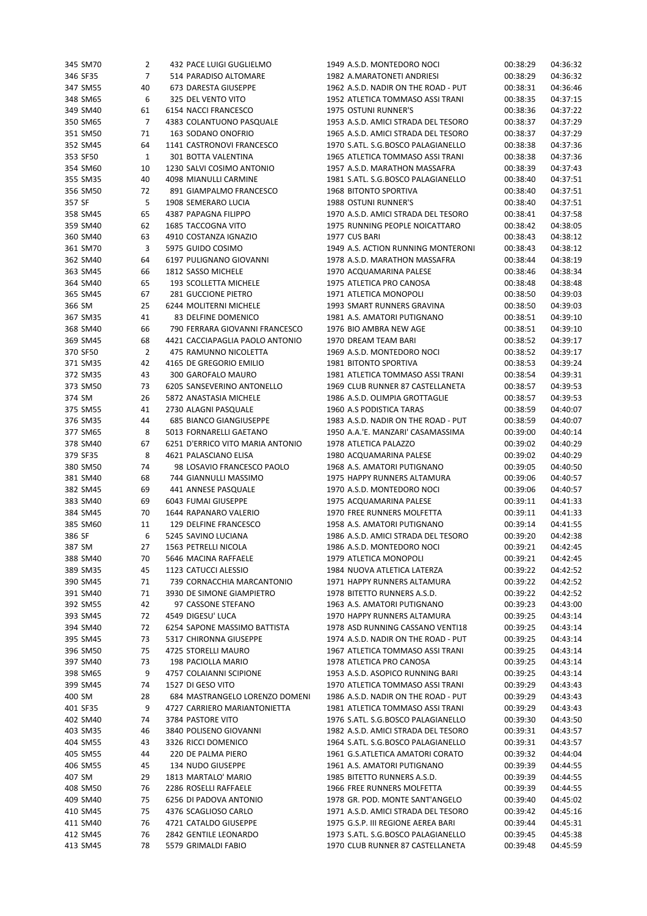| | | | | | | | |
|---|---|---|---|---|---|---|---|
| 345 | SM70 | 2 | 432 PACE LUIGI GUGLIELMO | 1949 | A.S.D. MONTEDORO NOCI | 00:38:29 | 04:36:32 |
| 346 | SF35 | 7 | 514 PARADISO ALTOMARE | 1982 | A.MARATONETI ANDRIESI | 00:38:29 | 04:36:32 |
| 347 | SM55 | 40 | 673 DARESTA GIUSEPPE | 1962 | A.S.D. NADIR ON THE ROAD - PUT | 00:38:31 | 04:36:46 |
| 348 | SM65 | 6 | 325 DEL VENTO VITO | 1952 | ATLETICA TOMMASO ASSI TRANI | 00:38:35 | 04:37:15 |
| 349 | SM40 | 61 | 6154 NACCI FRANCESCO | 1975 | OSTUNI RUNNER'S | 00:38:36 | 04:37:22 |
| 350 | SM65 | 7 | 4383 COLANTUONO PASQUALE | 1953 | A.S.D. AMICI STRADA DEL TESORO | 00:38:37 | 04:37:29 |
| 351 | SM50 | 71 | 163 SODANO ONOFRIO | 1965 | A.S.D. AMICI STRADA DEL TESORO | 00:38:37 | 04:37:29 |
| 352 | SM45 | 64 | 1141 CASTRONOVI FRANCESCO | 1970 | S.ATL. S.G.BOSCO PALAGIANELLO | 00:38:38 | 04:37:36 |
| 353 | SF50 | 1 | 301 BOTTA VALENTINA | 1965 | ATLETICA TOMMASO ASSI TRANI | 00:38:38 | 04:37:36 |
| 354 | SM60 | 10 | 1230 SALVI COSIMO ANTONIO | 1957 | A.S.D. MARATHON MASSAFRA | 00:38:39 | 04:37:43 |
| 355 | SM35 | 40 | 4098 MIANULLI CARMINE | 1981 | S.ATL. S.G.BOSCO PALAGIANELLO | 00:38:40 | 04:37:51 |
| 356 | SM50 | 72 | 891 GIAMPALMO FRANCESCO | 1968 | BITONTO SPORTIVA | 00:38:40 | 04:37:51 |
| 357 | SF | 5 | 1908 SEMERARO LUCIA | 1988 | OSTUNI RUNNER'S | 00:38:40 | 04:37:51 |
| 358 | SM45 | 65 | 4387 PAPAGNA FILIPPO | 1970 | A.S.D. AMICI STRADA DEL TESORO | 00:38:41 | 04:37:58 |
| 359 | SM40 | 62 | 1685 TACCOGNA VITO | 1975 | RUNNING PEOPLE NOICATTARO | 00:38:42 | 04:38:05 |
| 360 | SM40 | 63 | 4910 COSTANZA IGNAZIO | 1977 | CUS BARI | 00:38:43 | 04:38:12 |
| 361 | SM70 | 3 | 5975 GUIDO COSIMO | 1949 | A.S. ACTION RUNNING MONTERONI | 00:38:43 | 04:38:12 |
| 362 | SM40 | 64 | 6197 PULIGNANO GIOVANNI | 1978 | A.S.D. MARATHON MASSAFRA | 00:38:44 | 04:38:19 |
| 363 | SM45 | 66 | 1812 SASSO MICHELE | 1970 | ACQUAMARINA PALESE | 00:38:46 | 04:38:34 |
| 364 | SM40 | 65 | 193 SCOLLETTA MICHELE | 1975 | ATLETICA PRO CANOSA | 00:38:48 | 04:38:48 |
| 365 | SM45 | 67 | 281 GUCCIONE PIETRO | 1971 | ATLETICA MONOPOLI | 00:38:50 | 04:39:03 |
| 366 | SM | 25 | 6244 MOLITERNI MICHELE | 1993 | SMART RUNNERS GRAVINA | 00:38:50 | 04:39:03 |
| 367 | SM35 | 41 | 83 DELFINE DOMENICO | 1981 | A.S. AMATORI PUTIGNANO | 00:38:51 | 04:39:10 |
| 368 | SM40 | 66 | 790 FERRARA GIOVANNI FRANCESCO | 1976 | BIO AMBRA NEW AGE | 00:38:51 | 04:39:10 |
| 369 | SM45 | 68 | 4421 CACCIAPAGLIA PAOLO ANTONIO | 1970 | DREAM TEAM BARI | 00:38:52 | 04:39:17 |
| 370 | SF50 | 2 | 475 RAMUNNO NICOLETTA | 1969 | A.S.D. MONTEDORO NOCI | 00:38:52 | 04:39:17 |
| 371 | SM35 | 42 | 4165 DE GREGORIO EMILIO | 1981 | BITONTO SPORTIVA | 00:38:53 | 04:39:24 |
| 372 | SM35 | 43 | 300 GAROFALO MAURO | 1981 | ATLETICA TOMMASO ASSI TRANI | 00:38:54 | 04:39:31 |
| 373 | SM50 | 73 | 6205 SANSEVERINO ANTONELLO | 1969 | CLUB RUNNER 87 CASTELLANETA | 00:38:57 | 04:39:53 |
| 374 | SM | 26 | 5872 ANASTASIA MICHELE | 1986 | A.S.D. OLIMPIA GROTTAGLIE | 00:38:57 | 04:39:53 |
| 375 | SM55 | 41 | 2730 ALAGNI PASQUALE | 1960 | A.S PODISTICA TARAS | 00:38:59 | 04:40:07 |
| 376 | SM35 | 44 | 685 BIANCO GIANGIUSEPPE | 1983 | A.S.D. NADIR ON THE ROAD - PUT | 00:38:59 | 04:40:07 |
| 377 | SM65 | 8 | 5013 FORNARELLI GAETANO | 1950 | A.A.'E. MANZARI' CASAMASSIMA | 00:39:00 | 04:40:14 |
| 378 | SM40 | 67 | 6251 D'ERRICO VITO MARIA ANTONIO | 1978 | ATLETICA PALAZZO | 00:39:02 | 04:40:29 |
| 379 | SF35 | 8 | 4621 PALASCIANO ELISA | 1980 | ACQUAMARINA PALESE | 00:39:02 | 04:40:29 |
| 380 | SM50 | 74 | 98 LOSAVIO FRANCESCO PAOLO | 1968 | A.S. AMATORI PUTIGNANO | 00:39:05 | 04:40:50 |
| 381 | SM40 | 68 | 744 GIANNULLI MASSIMO | 1975 | HAPPY RUNNERS ALTAMURA | 00:39:06 | 04:40:57 |
| 382 | SM45 | 69 | 441 ANNESE PASQUALE | 1970 | A.S.D. MONTEDORO NOCI | 00:39:06 | 04:40:57 |
| 383 | SM40 | 69 | 6043 FUMAI GIUSEPPE | 1975 | ACQUAMARINA PALESE | 00:39:11 | 04:41:33 |
| 384 | SM45 | 70 | 1644 RAPANARO VALERIO | 1970 | FREE RUNNERS MOLFETTA | 00:39:11 | 04:41:33 |
| 385 | SM60 | 11 | 129 DELFINE FRANCESCO | 1958 | A.S. AMATORI PUTIGNANO | 00:39:14 | 04:41:55 |
| 386 | SF | 6 | 5245 SAVINO LUCIANA | 1986 | A.S.D. AMICI STRADA DEL TESORO | 00:39:20 | 04:42:38 |
| 387 | SM | 27 | 1563 PETRELLI NICOLA | 1986 | A.S.D. MONTEDORO NOCI | 00:39:21 | 04:42:45 |
| 388 | SM40 | 70 | 5646 MACINA RAFFAELE | 1979 | ATLETICA MONOPOLI | 00:39:21 | 04:42:45 |
| 389 | SM35 | 45 | 1123 CATUCCI ALESSIO | 1984 | NUOVA ATLETICA LATERZA | 00:39:22 | 04:42:52 |
| 390 | SM45 | 71 | 739 CORNACCHIA MARCANTONIO | 1971 | HAPPY RUNNERS ALTAMURA | 00:39:22 | 04:42:52 |
| 391 | SM40 | 71 | 3930 DE SIMONE GIAMPIETRO | 1978 | BITETTO RUNNERS A.S.D. | 00:39:22 | 04:42:52 |
| 392 | SM55 | 42 | 97 CASSONE STEFANO | 1963 | A.S. AMATORI PUTIGNANO | 00:39:23 | 04:43:00 |
| 393 | SM45 | 72 | 4549 DIGESU' LUCA | 1970 | HAPPY RUNNERS ALTAMURA | 00:39:25 | 04:43:14 |
| 394 | SM40 | 72 | 6254 SAPONE MASSIMO BATTISTA | 1978 | ASD RUNNING CASSANO VENTI18 | 00:39:25 | 04:43:14 |
| 395 | SM45 | 73 | 5317 CHIRONNA GIUSEPPE | 1974 | A.S.D. NADIR ON THE ROAD - PUT | 00:39:25 | 04:43:14 |
| 396 | SM50 | 75 | 4725 STORELLI MAURO | 1967 | ATLETICA TOMMASO ASSI TRANI | 00:39:25 | 04:43:14 |
| 397 | SM40 | 73 | 198 PACIOLLA MARIO | 1978 | ATLETICA PRO CANOSA | 00:39:25 | 04:43:14 |
| 398 | SM65 | 9 | 4757 COLAIANNI SCIPIONE | 1953 | A.S.D. ASOPICO RUNNING BARI | 00:39:25 | 04:43:14 |
| 399 | SM45 | 74 | 1527 DI GESO VITO | 1970 | ATLETICA TOMMASO ASSI TRANI | 00:39:29 | 04:43:43 |
| 400 | SM | 28 | 684 MASTRANGELO LORENZO DOMENI | 1986 | A.S.D. NADIR ON THE ROAD - PUT | 00:39:29 | 04:43:43 |
| 401 | SF35 | 9 | 4727 CARRIERO MARIANTONIETTA | 1981 | ATLETICA TOMMASO ASSI TRANI | 00:39:29 | 04:43:43 |
| 402 | SM40 | 74 | 3784 PASTORE VITO | 1976 | S.ATL. S.G.BOSCO PALAGIANELLO | 00:39:30 | 04:43:50 |
| 403 | SM35 | 46 | 3840 POLISENO GIOVANNI | 1982 | A.S.D. AMICI STRADA DEL TESORO | 00:39:31 | 04:43:57 |
| 404 | SM55 | 43 | 3326 RICCI DOMENICO | 1964 | S.ATL. S.G.BOSCO PALAGIANELLO | 00:39:31 | 04:43:57 |
| 405 | SM55 | 44 | 220 DE PALMA PIERO | 1961 | G.S.ATLETICA AMATORI CORATO | 00:39:32 | 04:44:04 |
| 406 | SM55 | 45 | 134 NUDO GIUSEPPE | 1961 | A.S. AMATORI PUTIGNANO | 00:39:39 | 04:44:55 |
| 407 | SM | 29 | 1813 MARTALO' MARIO | 1985 | BITETTO RUNNERS A.S.D. | 00:39:39 | 04:44:55 |
| 408 | SM50 | 76 | 2286 ROSELLI RAFFAELE | 1966 | FREE RUNNERS MOLFETTA | 00:39:39 | 04:44:55 |
| 409 | SM40 | 75 | 6256 DI PADOVA ANTONIO | 1978 | GR. POD. MONTE SANT'ANGELO | 00:39:40 | 04:45:02 |
| 410 | SM45 | 75 | 4376 SCAGLIOSO CARLO | 1971 | A.S.D. AMICI STRADA DEL TESORO | 00:39:42 | 04:45:16 |
| 411 | SM40 | 76 | 4721 CATALDO GIUSEPPE | 1975 | G.S.P. III REGIONE AEREA BARI | 00:39:44 | 04:45:31 |
| 412 | SM45 | 76 | 2842 GENTILE LEONARDO | 1973 | S.ATL. S.G.BOSCO PALAGIANELLO | 00:39:45 | 04:45:38 |
| 413 | SM45 | 78 | 5579 GRIMALDI FABIO | 1970 | CLUB RUNNER 87 CASTELLANETA | 00:39:48 | 04:45:59 |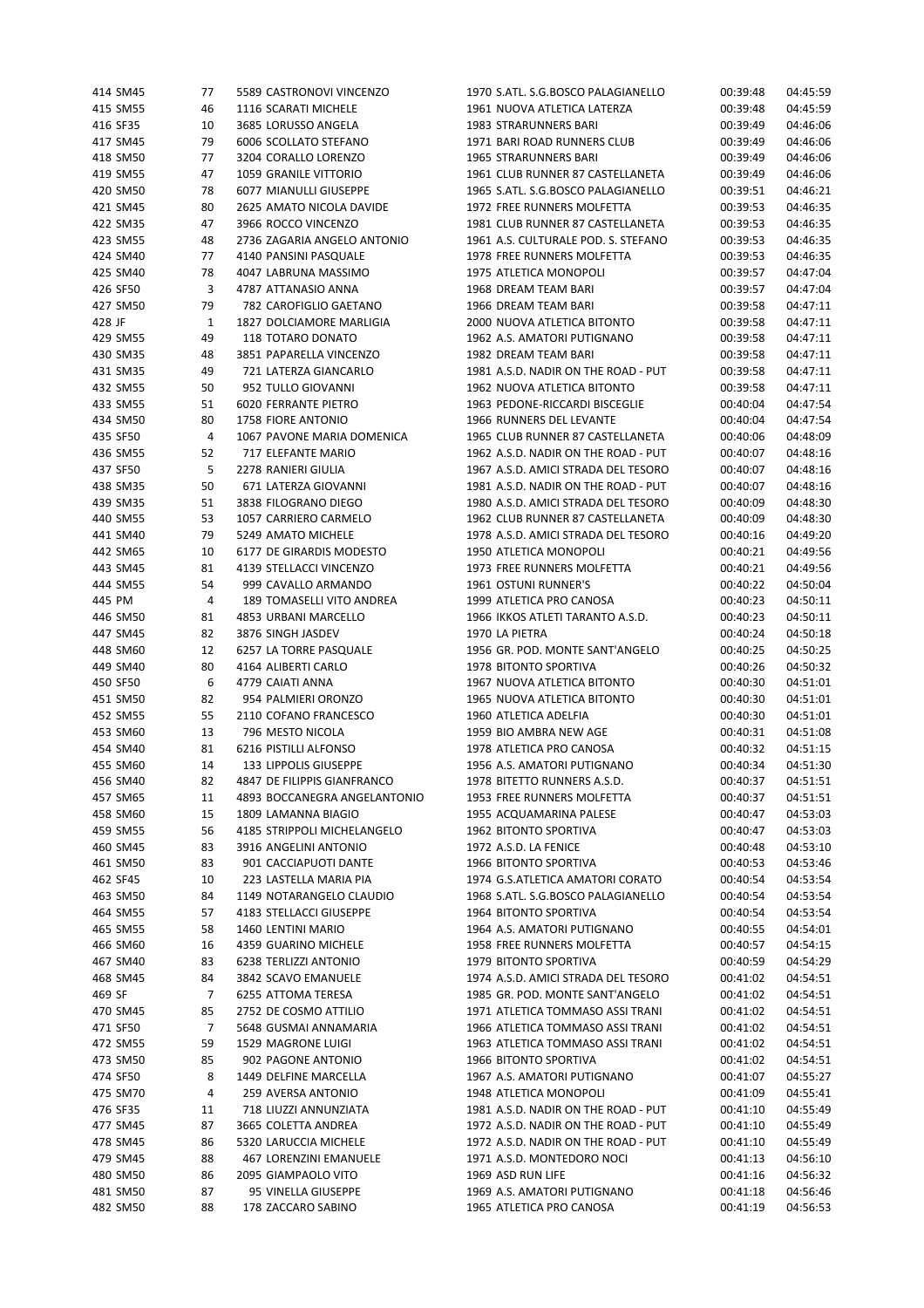| | | | | | |
|---|---|---|---|---|---|
| 414 SM45 | 77 | 5589 CASTRONOVI VINCENZO | 1970 S.ATL. S.G.BOSCO PALAGIANELLO | 00:39:48 | 04:45:59 |
| 415 SM55 | 46 | 1116 SCARATI MICHELE | 1961 NUOVA ATLETICA LATERZA | 00:39:48 | 04:45:59 |
| 416 SF35 | 10 | 3685 LORUSSO ANGELA | 1983 STRARUNNERS BARI | 00:39:49 | 04:46:06 |
| 417 SM45 | 79 | 6006 SCOLLATO STEFANO | 1971 BARI ROAD RUNNERS CLUB | 00:39:49 | 04:46:06 |
| 418 SM50 | 77 | 3204 CORALLO LORENZO | 1965 STRARUNNERS BARI | 00:39:49 | 04:46:06 |
| 419 SM55 | 47 | 1059 GRANILE VITTORIO | 1961 CLUB RUNNER 87 CASTELLANETA | 00:39:49 | 04:46:06 |
| 420 SM50 | 78 | 6077 MIANULLI GIUSEPPE | 1965 S.ATL. S.G.BOSCO PALAGIANELLO | 00:39:51 | 04:46:21 |
| 421 SM45 | 80 | 2625 AMATO NICOLA DAVIDE | 1972 FREE RUNNERS MOLFETTA | 00:39:53 | 04:46:35 |
| 422 SM35 | 47 | 3966 ROCCO VINCENZO | 1981 CLUB RUNNER 87 CASTELLANETA | 00:39:53 | 04:46:35 |
| 423 SM55 | 48 | 2736 ZAGARIA ANGELO ANTONIO | 1961 A.S. CULTURALE POD. S. STEFANO | 00:39:53 | 04:46:35 |
| 424 SM40 | 77 | 4140 PANSINI PASQUALE | 1978 FREE RUNNERS MOLFETTA | 00:39:53 | 04:46:35 |
| 425 SM40 | 78 | 4047 LABRUNA MASSIMO | 1975 ATLETICA MONOPOLI | 00:39:57 | 04:47:04 |
| 426 SF50 | 3 | 4787 ATTANASIO ANNA | 1968 DREAM TEAM BARI | 00:39:57 | 04:47:04 |
| 427 SM50 | 79 | 782 CAROFIGLIO GAETANO | 1966 DREAM TEAM BARI | 00:39:58 | 04:47:11 |
| 428 JF | 1 | 1827 DOLCIAMORE MARLIGIA | 2000 NUOVA ATLETICA BITONTO | 00:39:58 | 04:47:11 |
| 429 SM55 | 49 | 118 TOTARO DONATO | 1962 A.S. AMATORI PUTIGNANO | 00:39:58 | 04:47:11 |
| 430 SM35 | 48 | 3851 PAPARELLA VINCENZO | 1982 DREAM TEAM BARI | 00:39:58 | 04:47:11 |
| 431 SM35 | 49 | 721 LATERZA GIANCARLO | 1981 A.S.D. NADIR ON THE ROAD - PUT | 00:39:58 | 04:47:11 |
| 432 SM55 | 50 | 952 TULLO GIOVANNI | 1962 NUOVA ATLETICA BITONTO | 00:39:58 | 04:47:11 |
| 433 SM55 | 51 | 6020 FERRANTE PIETRO | 1963 PEDONE-RICCARDI BISCEGLIE | 00:40:04 | 04:47:54 |
| 434 SM50 | 80 | 1758 FIORE ANTONIO | 1966 RUNNERS DEL LEVANTE | 00:40:04 | 04:47:54 |
| 435 SF50 | 4 | 1067 PAVONE MARIA DOMENICA | 1965 CLUB RUNNER 87 CASTELLANETA | 00:40:06 | 04:48:09 |
| 436 SM55 | 52 | 717 ELEFANTE MARIO | 1962 A.S.D. NADIR ON THE ROAD - PUT | 00:40:07 | 04:48:16 |
| 437 SF50 | 5 | 2278 RANIERI GIULIA | 1967 A.S.D. AMICI STRADA DEL TESORO | 00:40:07 | 04:48:16 |
| 438 SM35 | 50 | 671 LATERZA GIOVANNI | 1981 A.S.D. NADIR ON THE ROAD - PUT | 00:40:07 | 04:48:16 |
| 439 SM35 | 51 | 3838 FILOGRANO DIEGO | 1980 A.S.D. AMICI STRADA DEL TESORO | 00:40:09 | 04:48:30 |
| 440 SM55 | 53 | 1057 CARRIERO CARMELO | 1962 CLUB RUNNER 87 CASTELLANETA | 00:40:09 | 04:48:30 |
| 441 SM40 | 79 | 5249 AMATO MICHELE | 1978 A.S.D. AMICI STRADA DEL TESORO | 00:40:16 | 04:49:20 |
| 442 SM65 | 10 | 6177 DE GIRARDIS MODESTO | 1950 ATLETICA MONOPOLI | 00:40:21 | 04:49:56 |
| 443 SM45 | 81 | 4139 STELLACCI VINCENZO | 1973 FREE RUNNERS MOLFETTA | 00:40:21 | 04:49:56 |
| 444 SM55 | 54 | 999 CAVALLO ARMANDO | 1961 OSTUNI RUNNER'S | 00:40:22 | 04:50:04 |
| 445 PM | 4 | 189 TOMASELLI VITO ANDREA | 1999 ATLETICA PRO CANOSA | 00:40:23 | 04:50:11 |
| 446 SM50 | 81 | 4853 URBANI MARCELLO | 1966 IKKOS ATLETI TARANTO A.S.D. | 00:40:23 | 04:50:11 |
| 447 SM45 | 82 | 3876 SINGH JASDEV | 1970 LA PIETRA | 00:40:24 | 04:50:18 |
| 448 SM60 | 12 | 6257 LA TORRE PASQUALE | 1956 GR. POD. MONTE SANT'ANGELO | 00:40:25 | 04:50:25 |
| 449 SM40 | 80 | 4164 ALIBERTI CARLO | 1978 BITONTO SPORTIVA | 00:40:26 | 04:50:32 |
| 450 SF50 | 6 | 4779 CAIATI ANNA | 1967 NUOVA ATLETICA BITONTO | 00:40:30 | 04:51:01 |
| 451 SM50 | 82 | 954 PALMIERI ORONZO | 1965 NUOVA ATLETICA BITONTO | 00:40:30 | 04:51:01 |
| 452 SM55 | 55 | 2110 COFANO FRANCESCO | 1960 ATLETICA ADELFIA | 00:40:30 | 04:51:01 |
| 453 SM60 | 13 | 796 MESTO NICOLA | 1959 BIO AMBRA NEW AGE | 00:40:31 | 04:51:08 |
| 454 SM40 | 81 | 6216 PISTILLI ALFONSO | 1978 ATLETICA PRO CANOSA | 00:40:32 | 04:51:15 |
| 455 SM60 | 14 | 133 LIPPOLIS GIUSEPPE | 1956 A.S. AMATORI PUTIGNANO | 00:40:34 | 04:51:30 |
| 456 SM40 | 82 | 4847 DE FILIPPIS GIANFRANCO | 1978 BITETTO RUNNERS A.S.D. | 00:40:37 | 04:51:51 |
| 457 SM65 | 11 | 4893 BOCCANEGRA ANGELANTONIO | 1953 FREE RUNNERS MOLFETTA | 00:40:37 | 04:51:51 |
| 458 SM60 | 15 | 1809 LAMANNA BIAGIO | 1955 ACQUAMARINA PALESE | 00:40:47 | 04:53:03 |
| 459 SM55 | 56 | 4185 STRIPPOLI MICHELANGELO | 1962 BITONTO SPORTIVA | 00:40:47 | 04:53:03 |
| 460 SM45 | 83 | 3916 ANGELINI ANTONIO | 1972 A.S.D. LA FENICE | 00:40:48 | 04:53:10 |
| 461 SM50 | 83 | 901 CACCIAPUOTI DANTE | 1966 BITONTO SPORTIVA | 00:40:53 | 04:53:46 |
| 462 SF45 | 10 | 223 LASTELLA MARIA PIA | 1974 G.S.ATLETICA AMATORI CORATO | 00:40:54 | 04:53:54 |
| 463 SM50 | 84 | 1149 NOTARANGELO CLAUDIO | 1968 S.ATL. S.G.BOSCO PALAGIANELLO | 00:40:54 | 04:53:54 |
| 464 SM55 | 57 | 4183 STELLACCI GIUSEPPE | 1964 BITONTO SPORTIVA | 00:40:54 | 04:53:54 |
| 465 SM55 | 58 | 1460 LENTINI MARIO | 1964 A.S. AMATORI PUTIGNANO | 00:40:55 | 04:54:01 |
| 466 SM60 | 16 | 4359 GUARINO MICHELE | 1958 FREE RUNNERS MOLFETTA | 00:40:57 | 04:54:15 |
| 467 SM40 | 83 | 6238 TERLIZZI ANTONIO | 1979 BITONTO SPORTIVA | 00:40:59 | 04:54:29 |
| 468 SM45 | 84 | 3842 SCAVO EMANUELE | 1974 A.S.D. AMICI STRADA DEL TESORO | 00:41:02 | 04:54:51 |
| 469 SF | 7 | 6255 ATTOMA TERESA | 1985 GR. POD. MONTE SANT'ANGELO | 00:41:02 | 04:54:51 |
| 470 SM45 | 85 | 2752 DE COSMO ATTILIO | 1971 ATLETICA TOMMASO ASSI TRANI | 00:41:02 | 04:54:51 |
| 471 SF50 | 7 | 5648 GUSMAI ANNAMARIA | 1966 ATLETICA TOMMASO ASSI TRANI | 00:41:02 | 04:54:51 |
| 472 SM55 | 59 | 1529 MAGRONE LUIGI | 1963 ATLETICA TOMMASO ASSI TRANI | 00:41:02 | 04:54:51 |
| 473 SM50 | 85 | 902 PAGONE ANTONIO | 1966 BITONTO SPORTIVA | 00:41:02 | 04:54:51 |
| 474 SF50 | 8 | 1449 DELFINE MARCELLA | 1967 A.S. AMATORI PUTIGNANO | 00:41:07 | 04:55:27 |
| 475 SM70 | 4 | 259 AVERSA ANTONIO | 1948 ATLETICA MONOPOLI | 00:41:09 | 04:55:41 |
| 476 SF35 | 11 | 718 LIUZZI ANNUNZIATA | 1981 A.S.D. NADIR ON THE ROAD - PUT | 00:41:10 | 04:55:49 |
| 477 SM45 | 87 | 3665 COLETTA ANDREA | 1972 A.S.D. NADIR ON THE ROAD - PUT | 00:41:10 | 04:55:49 |
| 478 SM45 | 86 | 5320 LARUCCIA MICHELE | 1972 A.S.D. NADIR ON THE ROAD - PUT | 00:41:10 | 04:55:49 |
| 479 SM45 | 88 | 467 LORENZINI EMANUELE | 1971 A.S.D. MONTEDORO NOCI | 00:41:13 | 04:56:10 |
| 480 SM50 | 86 | 2095 GIAMPAOLO VITO | 1969 ASD RUN LIFE | 00:41:16 | 04:56:32 |
| 481 SM50 | 87 | 95 VINELLA GIUSEPPE | 1969 A.S. AMATORI PUTIGNANO | 00:41:18 | 04:56:46 |
| 482 SM50 | 88 | 178 ZACCARO SABINO | 1965 ATLETICA PRO CANOSA | 00:41:19 | 04:56:53 |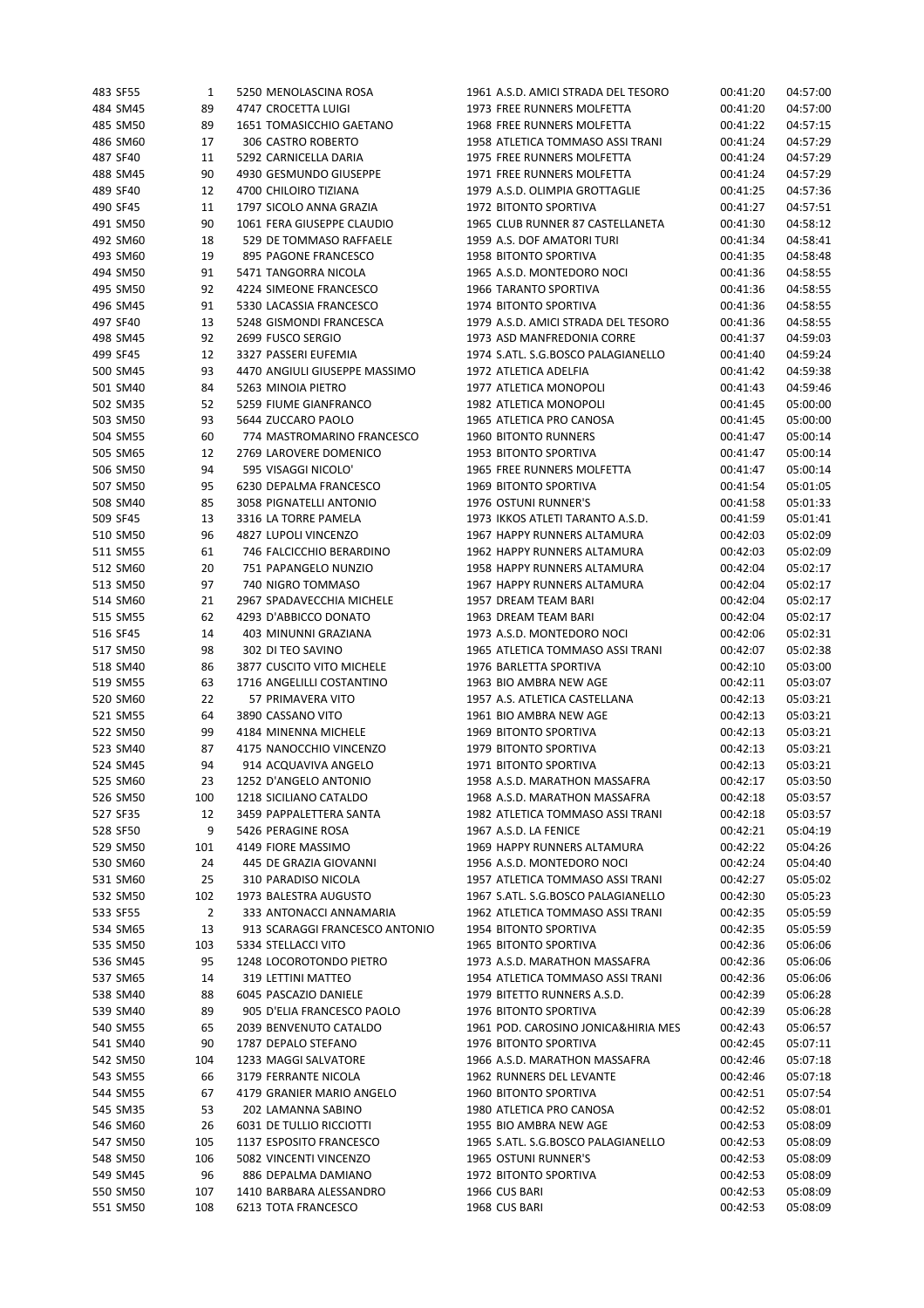| | | | | | | | |
|---|---|---|---|---|---|---|---|
| 483 | SF55 | 1 | 5250 MENOLASCINA ROSA | 1961 A.S.D. AMICI STRADA DEL TESORO | 00:41:20 | 04:57:00 |
| 484 | SM45 | 89 | 4747 CROCETTA LUIGI | 1973 FREE RUNNERS MOLFETTA | 00:41:20 | 04:57:00 |
| 485 | SM50 | 89 | 1651 TOMASICCHIO GAETANO | 1968 FREE RUNNERS MOLFETTA | 00:41:22 | 04:57:15 |
| 486 | SM60 | 17 | 306 CASTRO ROBERTO | 1958 ATLETICA TOMMASO ASSI TRANI | 00:41:24 | 04:57:29 |
| 487 | SF40 | 11 | 5292 CARNICELLA DARIA | 1975 FREE RUNNERS MOLFETTA | 00:41:24 | 04:57:29 |
| 488 | SM45 | 90 | 4930 GESMUNDO GIUSEPPE | 1971 FREE RUNNERS MOLFETTA | 00:41:24 | 04:57:29 |
| 489 | SF40 | 12 | 4700 CHILOIRO TIZIANA | 1979 A.S.D. OLIMPIA GROTTAGLIE | 00:41:25 | 04:57:36 |
| 490 | SF45 | 11 | 1797 SICOLO ANNA GRAZIA | 1972 BITONTO SPORTIVA | 00:41:27 | 04:57:51 |
| 491 | SM50 | 90 | 1061 FERA GIUSEPPE CLAUDIO | 1965 CLUB RUNNER 87 CASTELLANETA | 00:41:30 | 04:58:12 |
| 492 | SM60 | 18 | 529 DE TOMMASO RAFFAELE | 1959 A.S. DOF AMATORI TURI | 00:41:34 | 04:58:41 |
| 493 | SM60 | 19 | 895 PAGONE FRANCESCO | 1958 BITONTO SPORTIVA | 00:41:35 | 04:58:48 |
| 494 | SM50 | 91 | 5471 TANGORRA NICOLA | 1965 A.S.D. MONTEDORO NOCI | 00:41:36 | 04:58:55 |
| 495 | SM50 | 92 | 4224 SIMEONE FRANCESCO | 1966 TARANTO SPORTIVA | 00:41:36 | 04:58:55 |
| 496 | SM45 | 91 | 5330 LACASSIA FRANCESCO | 1974 BITONTO SPORTIVA | 00:41:36 | 04:58:55 |
| 497 | SF40 | 13 | 5248 GISMONDI FRANCESCA | 1979 A.S.D. AMICI STRADA DEL TESORO | 00:41:36 | 04:58:55 |
| 498 | SM45 | 92 | 2699 FUSCO SERGIO | 1973 ASD MANFREDONIA CORRE | 00:41:37 | 04:59:03 |
| 499 | SF45 | 12 | 3327 PASSERI EUFEMIA | 1974 S.ATL. S.G.BOSCO PALAGIANELLO | 00:41:40 | 04:59:24 |
| 500 | SM45 | 93 | 4470 ANGIULI GIUSEPPE MASSIMO | 1972 ATLETICA ADELFIA | 00:41:42 | 04:59:38 |
| 501 | SM40 | 84 | 5263 MINOIA PIETRO | 1977 ATLETICA MONOPOLI | 00:41:43 | 04:59:46 |
| 502 | SM35 | 52 | 5259 FIUME GIANFRANCO | 1982 ATLETICA MONOPOLI | 00:41:45 | 05:00:00 |
| 503 | SM50 | 93 | 5644 ZUCCARO PAOLO | 1965 ATLETICA PRO CANOSA | 00:41:45 | 05:00:00 |
| 504 | SM55 | 60 | 774 MASTROMARINO FRANCESCO | 1960 BITONTO RUNNERS | 00:41:47 | 05:00:14 |
| 505 | SM65 | 12 | 2769 LAROVERE DOMENICO | 1953 BITONTO SPORTIVA | 00:41:47 | 05:00:14 |
| 506 | SM50 | 94 | 595 VISAGGI NICOLO' | 1965 FREE RUNNERS MOLFETTA | 00:41:47 | 05:00:14 |
| 507 | SM50 | 95 | 6230 DEPALMA FRANCESCO | 1969 BITONTO SPORTIVA | 00:41:54 | 05:01:05 |
| 508 | SM40 | 85 | 3058 PIGNATELLI ANTONIO | 1976 OSTUNI RUNNER'S | 00:41:58 | 05:01:33 |
| 509 | SF45 | 13 | 3316 LA TORRE PAMELA | 1973 IKKOS ATLETI TARANTO A.S.D. | 00:41:59 | 05:01:41 |
| 510 | SM50 | 96 | 4827 LUPOLI VINCENZO | 1967 HAPPY RUNNERS ALTAMURA | 00:42:03 | 05:02:09 |
| 511 | SM55 | 61 | 746 FALCICCHIO BERARDINO | 1962 HAPPY RUNNERS ALTAMURA | 00:42:03 | 05:02:09 |
| 512 | SM60 | 20 | 751 PAPANGELO NUNZIO | 1958 HAPPY RUNNERS ALTAMURA | 00:42:04 | 05:02:17 |
| 513 | SM50 | 97 | 740 NIGRO TOMMASO | 1967 HAPPY RUNNERS ALTAMURA | 00:42:04 | 05:02:17 |
| 514 | SM60 | 21 | 2967 SPADAVECCHIA MICHELE | 1957 DREAM TEAM BARI | 00:42:04 | 05:02:17 |
| 515 | SM55 | 62 | 4293 D'ABBICCO DONATO | 1963 DREAM TEAM BARI | 00:42:04 | 05:02:17 |
| 516 | SF45 | 14 | 403 MINUNNI GRAZIANA | 1973 A.S.D. MONTEDORO NOCI | 00:42:06 | 05:02:31 |
| 517 | SM50 | 98 | 302 DI TEO SAVINO | 1965 ATLETICA TOMMASO ASSI TRANI | 00:42:07 | 05:02:38 |
| 518 | SM40 | 86 | 3877 CUSCITO VITO MICHELE | 1976 BARLETTA SPORTIVA | 00:42:10 | 05:03:00 |
| 519 | SM55 | 63 | 1716 ANGELILLI COSTANTINO | 1963 BIO AMBRA NEW AGE | 00:42:11 | 05:03:07 |
| 520 | SM60 | 22 | 57 PRIMAVERA VITO | 1957 A.S. ATLETICA CASTELLANA | 00:42:13 | 05:03:21 |
| 521 | SM55 | 64 | 3890 CASSANO VITO | 1961 BIO AMBRA NEW AGE | 00:42:13 | 05:03:21 |
| 522 | SM50 | 99 | 4184 MINENNA MICHELE | 1969 BITONTO SPORTIVA | 00:42:13 | 05:03:21 |
| 523 | SM40 | 87 | 4175 NANOCCHIO VINCENZO | 1979 BITONTO SPORTIVA | 00:42:13 | 05:03:21 |
| 524 | SM45 | 94 | 914 ACQUAVIVA ANGELO | 1971 BITONTO SPORTIVA | 00:42:13 | 05:03:21 |
| 525 | SM60 | 23 | 1252 D'ANGELO ANTONIO | 1958 A.S.D. MARATHON MASSAFRA | 00:42:17 | 05:03:50 |
| 526 | SM50 | 100 | 1218 SICILIANO CATALDO | 1968 A.S.D. MARATHON MASSAFRA | 00:42:18 | 05:03:57 |
| 527 | SF35 | 12 | 3459 PAPPALETTERA SANTA | 1982 ATLETICA TOMMASO ASSI TRANI | 00:42:18 | 05:03:57 |
| 528 | SF50 | 9 | 5426 PERAGINE ROSA | 1967 A.S.D. LA FENICE | 00:42:21 | 05:04:19 |
| 529 | SM50 | 101 | 4149 FIORE MASSIMO | 1969 HAPPY RUNNERS ALTAMURA | 00:42:22 | 05:04:26 |
| 530 | SM60 | 24 | 445 DE GRAZIA GIOVANNI | 1956 A.S.D. MONTEDORO NOCI | 00:42:24 | 05:04:40 |
| 531 | SM60 | 25 | 310 PARADISO NICOLA | 1957 ATLETICA TOMMASO ASSI TRANI | 00:42:27 | 05:05:02 |
| 532 | SM50 | 102 | 1973 BALESTRA AUGUSTO | 1967 S.ATL. S.G.BOSCO PALAGIANELLO | 00:42:30 | 05:05:23 |
| 533 | SF55 | 2 | 333 ANTONACCI ANNAMARIA | 1962 ATLETICA TOMMASO ASSI TRANI | 00:42:35 | 05:05:59 |
| 534 | SM65 | 13 | 913 SCARAGGI FRANCESCO ANTONIO | 1954 BITONTO SPORTIVA | 00:42:35 | 05:05:59 |
| 535 | SM50 | 103 | 5334 STELLACCI VITO | 1965 BITONTO SPORTIVA | 00:42:36 | 05:06:06 |
| 536 | SM45 | 95 | 1248 LOCOROTONDO PIETRO | 1973 A.S.D. MARATHON MASSAFRA | 00:42:36 | 05:06:06 |
| 537 | SM65 | 14 | 319 LETTINI MATTEO | 1954 ATLETICA TOMMASO ASSI TRANI | 00:42:36 | 05:06:06 |
| 538 | SM40 | 88 | 6045 PASCAZIO DANIELE | 1979 BITETTO RUNNERS A.S.D. | 00:42:39 | 05:06:28 |
| 539 | SM40 | 89 | 905 D'ELIA FRANCESCO PAOLO | 1976 BITONTO SPORTIVA | 00:42:39 | 05:06:28 |
| 540 | SM55 | 65 | 2039 BENVENUTO CATALDO | 1961 POD. CAROSINO JONICA&HIRIA MES | 00:42:43 | 05:06:57 |
| 541 | SM40 | 90 | 1787 DEPALO STEFANO | 1976 BITONTO SPORTIVA | 00:42:45 | 05:07:11 |
| 542 | SM50 | 104 | 1233 MAGGI SALVATORE | 1966 A.S.D. MARATHON MASSAFRA | 00:42:46 | 05:07:18 |
| 543 | SM55 | 66 | 3179 FERRANTE NICOLA | 1962 RUNNERS DEL LEVANTE | 00:42:46 | 05:07:18 |
| 544 | SM55 | 67 | 4179 GRANIER MARIO ANGELO | 1960 BITONTO SPORTIVA | 00:42:51 | 05:07:54 |
| 545 | SM35 | 53 | 202 LAMANNA SABINO | 1980 ATLETICA PRO CANOSA | 00:42:52 | 05:08:01 |
| 546 | SM60 | 26 | 6031 DE TULLIO RICCIOTTI | 1955 BIO AMBRA NEW AGE | 00:42:53 | 05:08:09 |
| 547 | SM50 | 105 | 1137 ESPOSITO FRANCESCO | 1965 S.ATL. S.G.BOSCO PALAGIANELLO | 00:42:53 | 05:08:09 |
| 548 | SM50 | 106 | 5082 VINCENTI VINCENZO | 1965 OSTUNI RUNNER'S | 00:42:53 | 05:08:09 |
| 549 | SM45 | 96 | 886 DEPALMA DAMIANO | 1972 BITONTO SPORTIVA | 00:42:53 | 05:08:09 |
| 550 | SM50 | 107 | 1410 BARBARA ALESSANDRO | 1966 CUS BARI | 00:42:53 | 05:08:09 |
| 551 | SM50 | 108 | 6213 TOTA FRANCESCO | 1968 CUS BARI | 00:42:53 | 05:08:09 |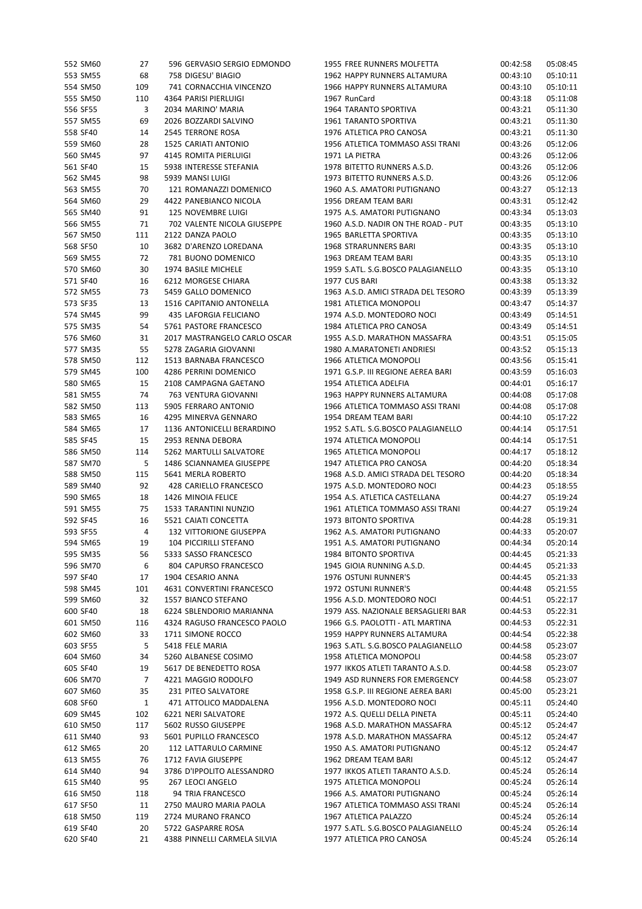| | | | | | | | |
|---|---|---|---|---|---|---|---|
| 552 | SM60 | 27 | 596 GERVASIO SERGIO EDMONDO | 1955 FREE RUNNERS MOLFETTA | 00:42:58 | 05:08:45 |
| 553 | SM55 | 68 | 758 DIGESU' BIAGIO | 1962 HAPPY RUNNERS ALTAMURA | 00:43:10 | 05:10:11 |
| 554 | SM50 | 109 | 741 CORNACCHIA VINCENZO | 1966 HAPPY RUNNERS ALTAMURA | 00:43:10 | 05:10:11 |
| 555 | SM50 | 110 | 4364 PARISI PIERLUIGI | 1967 RunCard | 00:43:18 | 05:11:08 |
| 556 | SF55 | 3 | 2034 MARINO' MARIA | 1964 TARANTO SPORTIVA | 00:43:21 | 05:11:30 |
| 557 | SM55 | 69 | 2026 BOZZARDI SALVINO | 1961 TARANTO SPORTIVA | 00:43:21 | 05:11:30 |
| 558 | SF40 | 14 | 2545 TERRONE ROSA | 1976 ATLETICA PRO CANOSA | 00:43:21 | 05:11:30 |
| 559 | SM60 | 28 | 1525 CARIATI ANTONIO | 1956 ATLETICA TOMMASO ASSI TRANI | 00:43:26 | 05:12:06 |
| 560 | SM45 | 97 | 4145 ROMITA PIERLUIGI | 1971 LA PIETRA | 00:43:26 | 05:12:06 |
| 561 | SF40 | 15 | 5938 INTERESSE STEFANIA | 1978 BITETTO RUNNERS A.S.D. | 00:43:26 | 05:12:06 |
| 562 | SM45 | 98 | 5939 MANSI LUIGI | 1973 BITETTO RUNNERS A.S.D. | 00:43:26 | 05:12:06 |
| 563 | SM55 | 70 | 121 ROMANAZZI DOMENICO | 1960 A.S. AMATORI PUTIGNANO | 00:43:27 | 05:12:13 |
| 564 | SM60 | 29 | 4422 PANEBIANCO NICOLA | 1956 DREAM TEAM BARI | 00:43:31 | 05:12:42 |
| 565 | SM40 | 91 | 125 NOVEMBRE LUIGI | 1975 A.S. AMATORI PUTIGNANO | 00:43:34 | 05:13:03 |
| 566 | SM55 | 71 | 702 VALENTE NICOLA GIUSEPPE | 1960 A.S.D. NADIR ON THE ROAD - PUT | 00:43:35 | 05:13:10 |
| 567 | SM50 | 111 | 2122 DANZA PAOLO | 1965 BARLETTA SPORTIVA | 00:43:35 | 05:13:10 |
| 568 | SF50 | 10 | 3682 D'ARENZO LOREDANA | 1968 STRARUNNERS BARI | 00:43:35 | 05:13:10 |
| 569 | SM55 | 72 | 781 BUONO DOMENICO | 1963 DREAM TEAM BARI | 00:43:35 | 05:13:10 |
| 570 | SM60 | 30 | 1974 BASILE MICHELE | 1959 S.ATL. S.G.BOSCO PALAGIANELLO | 00:43:35 | 05:13:10 |
| 571 | SF40 | 16 | 6212 MORGESE CHIARA | 1977 CUS BARI | 00:43:38 | 05:13:32 |
| 572 | SM55 | 73 | 5459 GALLO DOMENICO | 1963 A.S.D. AMICI STRADA DEL TESORO | 00:43:39 | 05:13:39 |
| 573 | SF35 | 13 | 1516 CAPITANIO ANTONELLA | 1981 ATLETICA MONOPOLI | 00:43:47 | 05:14:37 |
| 574 | SM45 | 99 | 435 LAFORGIA FELICIANO | 1974 A.S.D. MONTEDORO NOCI | 00:43:49 | 05:14:51 |
| 575 | SM35 | 54 | 5761 PASTORE FRANCESCO | 1984 ATLETICA PRO CANOSA | 00:43:49 | 05:14:51 |
| 576 | SM60 | 31 | 2017 MASTRANGELO CARLO OSCAR | 1955 A.S.D. MARATHON MASSAFRA | 00:43:51 | 05:15:05 |
| 577 | SM35 | 55 | 5278 ZAGARIA GIOVANNI | 1980 A.MARATONETI ANDRIESI | 00:43:52 | 05:15:13 |
| 578 | SM50 | 112 | 1513 BARNABA FRANCESCO | 1966 ATLETICA MONOPOLI | 00:43:56 | 05:15:41 |
| 579 | SM45 | 100 | 4286 PERRINI DOMENICO | 1971 G.S.P. III REGIONE AEREA BARI | 00:43:59 | 05:16:03 |
| 580 | SM65 | 15 | 2108 CAMPAGNA GAETANO | 1954 ATLETICA ADELFIA | 00:44:01 | 05:16:17 |
| 581 | SM55 | 74 | 763 VENTURA GIOVANNI | 1963 HAPPY RUNNERS ALTAMURA | 00:44:08 | 05:17:08 |
| 582 | SM50 | 113 | 5905 FERRARO ANTONIO | 1966 ATLETICA TOMMASO ASSI TRANI | 00:44:08 | 05:17:08 |
| 583 | SM65 | 16 | 4295 MINERVA GENNARO | 1954 DREAM TEAM BARI | 00:44:10 | 05:17:22 |
| 584 | SM65 | 17 | 1136 ANTONICELLI BERARDINO | 1952 S.ATL. S.G.BOSCO PALAGIANELLO | 00:44:14 | 05:17:51 |
| 585 | SF45 | 15 | 2953 RENNA DEBORA | 1974 ATLETICA MONOPOLI | 00:44:14 | 05:17:51 |
| 586 | SM50 | 114 | 5262 MARTULLI SALVATORE | 1965 ATLETICA MONOPOLI | 00:44:17 | 05:18:12 |
| 587 | SM70 | 5 | 1486 SCIANNAMEA GIUSEPPE | 1947 ATLETICA PRO CANOSA | 00:44:20 | 05:18:34 |
| 588 | SM50 | 115 | 5641 MERLA ROBERTO | 1968 A.S.D. AMICI STRADA DEL TESORO | 00:44:20 | 05:18:34 |
| 589 | SM40 | 92 | 428 CARIELLO FRANCESCO | 1975 A.S.D. MONTEDORO NOCI | 00:44:23 | 05:18:55 |
| 590 | SM65 | 18 | 1426 MINOIA FELICE | 1954 A.S. ATLETICA CASTELLANA | 00:44:27 | 05:19:24 |
| 591 | SM55 | 75 | 1533 TARANTINI NUNZIO | 1961 ATLETICA TOMMASO ASSI TRANI | 00:44:27 | 05:19:24 |
| 592 | SF45 | 16 | 5521 CAIATI CONCETTA | 1973 BITONTO SPORTIVA | 00:44:28 | 05:19:31 |
| 593 | SF55 | 4 | 132 VITTORIONE GIUSEPPA | 1962 A.S. AMATORI PUTIGNANO | 00:44:33 | 05:20:07 |
| 594 | SM65 | 19 | 104 PICCIRILLI STEFANO | 1951 A.S. AMATORI PUTIGNANO | 00:44:34 | 05:20:14 |
| 595 | SM35 | 56 | 5333 SASSO FRANCESCO | 1984 BITONTO SPORTIVA | 00:44:45 | 05:21:33 |
| 596 | SM70 | 6 | 804 CAPURSO FRANCESCO | 1945 GIOIA RUNNING A.S.D. | 00:44:45 | 05:21:33 |
| 597 | SF40 | 17 | 1904 CESARIO ANNA | 1976 OSTUNI RUNNER'S | 00:44:45 | 05:21:33 |
| 598 | SM45 | 101 | 4631 CONVERTINI FRANCESCO | 1972 OSTUNI RUNNER'S | 00:44:48 | 05:21:55 |
| 599 | SM60 | 32 | 1557 BIANCO STEFANO | 1956 A.S.D. MONTEDORO NOCI | 00:44:51 | 05:22:17 |
| 600 | SF40 | 18 | 6224 SBLENDORIO MARIANNA | 1979 ASS. NAZIONALE BERSAGLIERI BAR | 00:44:53 | 05:22:31 |
| 601 | SM50 | 116 | 4324 RAGUSO FRANCESCO PAOLO | 1966 G.S. PAOLOTTI - ATL MARTINA | 00:44:53 | 05:22:31 |
| 602 | SM60 | 33 | 1711 SIMONE ROCCO | 1959 HAPPY RUNNERS ALTAMURA | 00:44:54 | 05:22:38 |
| 603 | SF55 | 5 | 5418 FELE MARIA | 1963 S.ATL. S.G.BOSCO PALAGIANELLO | 00:44:58 | 05:23:07 |
| 604 | SM60 | 34 | 5260 ALBANESE COSIMO | 1958 ATLETICA MONOPOLI | 00:44:58 | 05:23:07 |
| 605 | SF40 | 19 | 5617 DE BENEDETTO ROSA | 1977 IKKOS ATLETI TARANTO A.S.D. | 00:44:58 | 05:23:07 |
| 606 | SM70 | 7 | 4221 MAGGIO RODOLFO | 1949 ASD RUNNERS FOR EMERGENCY | 00:44:58 | 05:23:07 |
| 607 | SM60 | 35 | 231 PITEO SALVATORE | 1958 G.S.P. III REGIONE AEREA BARI | 00:45:00 | 05:23:21 |
| 608 | SF60 | 1 | 471 ATTOLICO MADDALENA | 1956 A.S.D. MONTEDORO NOCI | 00:45:11 | 05:24:40 |
| 609 | SM45 | 102 | 6221 NERI SALVATORE | 1972 A.S. QUELLI DELLA PINETA | 00:45:11 | 05:24:40 |
| 610 | SM50 | 117 | 5602 RUSSO GIUSEPPE | 1968 A.S.D. MARATHON MASSAFRA | 00:45:12 | 05:24:47 |
| 611 | SM40 | 93 | 5601 PUPILLO FRANCESCO | 1978 A.S.D. MARATHON MASSAFRA | 00:45:12 | 05:24:47 |
| 612 | SM65 | 20 | 112 LATTARULO CARMINE | 1950 A.S. AMATORI PUTIGNANO | 00:45:12 | 05:24:47 |
| 613 | SM55 | 76 | 1712 FAVIA GIUSEPPE | 1962 DREAM TEAM BARI | 00:45:12 | 05:24:47 |
| 614 | SM40 | 94 | 3786 D'IPPOLITO ALESSANDRO | 1977 IKKOS ATLETI TARANTO A.S.D. | 00:45:24 | 05:26:14 |
| 615 | SM40 | 95 | 267 LEOCI ANGELO | 1975 ATLETICA MONOPOLI | 00:45:24 | 05:26:14 |
| 616 | SM50 | 118 | 94 TRIA FRANCESCO | 1966 A.S. AMATORI PUTIGNANO | 00:45:24 | 05:26:14 |
| 617 | SF50 | 11 | 2750 MAURO MARIA PAOLA | 1967 ATLETICA TOMMASO ASSI TRANI | 00:45:24 | 05:26:14 |
| 618 | SM50 | 119 | 2724 MURANO FRANCO | 1967 ATLETICA PALAZZO | 00:45:24 | 05:26:14 |
| 619 | SF40 | 20 | 5722 GASPARRE ROSA | 1977 S.ATL. S.G.BOSCO PALAGIANELLO | 00:45:24 | 05:26:14 |
| 620 | SF40 | 21 | 4388 PINNELLI CARMELA SILVIA | 1977 ATLETICA PRO CANOSA | 00:45:24 | 05:26:14 |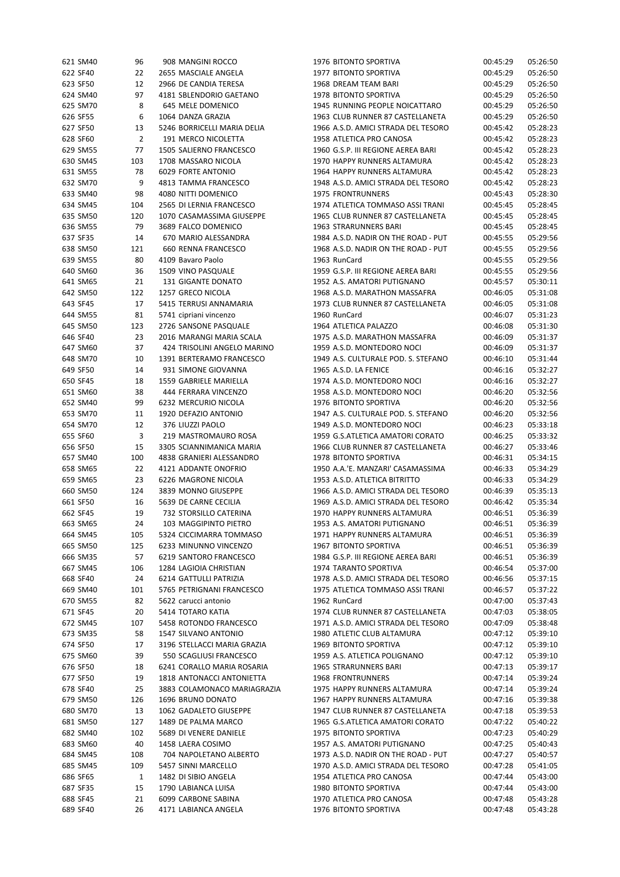| | | | | | | | |
|---|---|---|---|---|---|---|---|
| 621 | SM40 | 96 | 908 MANGINI ROCCO | 1976 BITONTO SPORTIVA | 00:45:29 | 05:26:50 |
| 622 | SF40 | 22 | 2655 MASCIALE ANGELA | 1977 BITONTO SPORTIVA | 00:45:29 | 05:26:50 |
| 623 | SF50 | 12 | 2966 DE CANDIA TERESA | 1968 DREAM TEAM BARI | 00:45:29 | 05:26:50 |
| 624 | SM40 | 97 | 4181 SBLENDORIO GAETANO | 1978 BITONTO SPORTIVA | 00:45:29 | 05:26:50 |
| 625 | SM70 | 8 | 645 MELE DOMENICO | 1945 RUNNING PEOPLE NOICATTARO | 00:45:29 | 05:26:50 |
| 626 | SF55 | 6 | 1064 DANZA GRAZIA | 1963 CLUB RUNNER 87 CASTELLANETA | 00:45:29 | 05:26:50 |
| 627 | SF50 | 13 | 5246 BORRICELLI MARIA DELIA | 1966 A.S.D. AMICI STRADA DEL TESORO | 00:45:42 | 05:28:23 |
| 628 | SF60 | 2 | 191 MERCO NICOLETTA | 1958 ATLETICA PRO CANOSA | 00:45:42 | 05:28:23 |
| 629 | SM55 | 77 | 1505 SALIERNO FRANCESCO | 1960 G.S.P. III REGIONE AEREA BARI | 00:45:42 | 05:28:23 |
| 630 | SM45 | 103 | 1708 MASSARO NICOLA | 1970 HAPPY RUNNERS ALTAMURA | 00:45:42 | 05:28:23 |
| 631 | SM55 | 78 | 6029 FORTE ANTONIO | 1964 HAPPY RUNNERS ALTAMURA | 00:45:42 | 05:28:23 |
| 632 | SM70 | 9 | 4813 TAMMA FRANCESCO | 1948 A.S.D. AMICI STRADA DEL TESORO | 00:45:42 | 05:28:23 |
| 633 | SM40 | 98 | 4080 NITTI DOMENICO | 1975 FRONTRUNNERS | 00:45:43 | 05:28:30 |
| 634 | SM45 | 104 | 2565 DI LERNIA FRANCESCO | 1974 ATLETICA TOMMASO ASSI TRANI | 00:45:45 | 05:28:45 |
| 635 | SM50 | 120 | 1070 CASAMASSIMA GIUSEPPE | 1965 CLUB RUNNER 87 CASTELLANETA | 00:45:45 | 05:28:45 |
| 636 | SM55 | 79 | 3689 FALCO DOMENICO | 1963 STRARUNNERS BARI | 00:45:45 | 05:28:45 |
| 637 | SF35 | 14 | 670 MARIO ALESSANDRA | 1984 A.S.D. NADIR ON THE ROAD - PUT | 00:45:55 | 05:29:56 |
| 638 | SM50 | 121 | 660 RENNA FRANCESCO | 1968 A.S.D. NADIR ON THE ROAD - PUT | 00:45:55 | 05:29:56 |
| 639 | SM55 | 80 | 4109 Bavaro Paolo | 1963 RunCard | 00:45:55 | 05:29:56 |
| 640 | SM60 | 36 | 1509 VINO PASQUALE | 1959 G.S.P. III REGIONE AEREA BARI | 00:45:55 | 05:29:56 |
| 641 | SM65 | 21 | 131 GIGANTE DONATO | 1952 A.S. AMATORI PUTIGNANO | 00:45:57 | 05:30:11 |
| 642 | SM50 | 122 | 1257 GRECO NICOLA | 1968 A.S.D. MARATHON MASSAFRA | 00:46:05 | 05:31:08 |
| 643 | SF45 | 17 | 5415 TERRUSI ANNAMARIA | 1973 CLUB RUNNER 87 CASTELLANETA | 00:46:05 | 05:31:08 |
| 644 | SM55 | 81 | 5741 cipriani vincenzo | 1960 RunCard | 00:46:07 | 05:31:23 |
| 645 | SM50 | 123 | 2726 SANSONE PASQUALE | 1964 ATLETICA PALAZZO | 00:46:08 | 05:31:30 |
| 646 | SF40 | 23 | 2016 MARANGI MARIA SCALA | 1975 A.S.D. MARATHON MASSAFRA | 00:46:09 | 05:31:37 |
| 647 | SM60 | 37 | 424 TRISOLINI ANGELO MARINO | 1959 A.S.D. MONTEDORO NOCI | 00:46:09 | 05:31:37 |
| 648 | SM70 | 10 | 1391 BERTERAMO FRANCESCO | 1949 A.S. CULTURALE POD. S. STEFANO | 00:46:10 | 05:31:44 |
| 649 | SF50 | 14 | 931 SIMONE GIOVANNA | 1965 A.S.D. LA FENICE | 00:46:16 | 05:32:27 |
| 650 | SF45 | 18 | 1559 GABRIELE MARIELLA | 1974 A.S.D. MONTEDORO NOCI | 00:46:16 | 05:32:27 |
| 651 | SM60 | 38 | 444 FERRARA VINCENZO | 1958 A.S.D. MONTEDORO NOCI | 00:46:20 | 05:32:56 |
| 652 | SM40 | 99 | 6232 MERCURIO NICOLA | 1976 BITONTO SPORTIVA | 00:46:20 | 05:32:56 |
| 653 | SM70 | 11 | 1920 DEFAZIO ANTONIO | 1947 A.S. CULTURALE POD. S. STEFANO | 00:46:20 | 05:32:56 |
| 654 | SM70 | 12 | 376 LIUZZI PAOLO | 1949 A.S.D. MONTEDORO NOCI | 00:46:23 | 05:33:18 |
| 655 | SF60 | 3 | 219 MASTROMAURO ROSA | 1959 G.S.ATLETICA AMATORI CORATO | 00:46:25 | 05:33:32 |
| 656 | SF50 | 15 | 3305 SCIANNIMANICA MARIA | 1966 CLUB RUNNER 87 CASTELLANETA | 00:46:27 | 05:33:46 |
| 657 | SM40 | 100 | 4838 GRANIERI ALESSANDRO | 1978 BITONTO SPORTIVA | 00:46:31 | 05:34:15 |
| 658 | SM65 | 22 | 4121 ADDANTE ONOFRIO | 1950 A.A.'E. MANZARI' CASAMASSIMA | 00:46:33 | 05:34:29 |
| 659 | SM65 | 23 | 6226 MAGRONE NICOLA | 1953 A.S.D. ATLETICA BITRITTO | 00:46:33 | 05:34:29 |
| 660 | SM50 | 124 | 3839 MONNO GIUSEPPE | 1966 A.S.D. AMICI STRADA DEL TESORO | 00:46:39 | 05:35:13 |
| 661 | SF50 | 16 | 5639 DE CARNE CECILIA | 1969 A.S.D. AMICI STRADA DEL TESORO | 00:46:42 | 05:35:34 |
| 662 | SF45 | 19 | 732 STORSILLO CATERINA | 1970 HAPPY RUNNERS ALTAMURA | 00:46:51 | 05:36:39 |
| 663 | SM65 | 24 | 103 MAGGIPINTO PIETRO | 1953 A.S. AMATORI PUTIGNANO | 00:46:51 | 05:36:39 |
| 664 | SM45 | 105 | 5324 CICCIMARRA TOMMASO | 1971 HAPPY RUNNERS ALTAMURA | 00:46:51 | 05:36:39 |
| 665 | SM50 | 125 | 6233 MINUNNO VINCENZO | 1967 BITONTO SPORTIVA | 00:46:51 | 05:36:39 |
| 666 | SM35 | 57 | 6219 SANTORO FRANCESCO | 1984 G.S.P. III REGIONE AEREA BARI | 00:46:51 | 05:36:39 |
| 667 | SM45 | 106 | 1284 LAGIOIA CHRISTIAN | 1974 TARANTO SPORTIVA | 00:46:54 | 05:37:00 |
| 668 | SF40 | 24 | 6214 GATTULLI PATRIZIA | 1978 A.S.D. AMICI STRADA DEL TESORO | 00:46:56 | 05:37:15 |
| 669 | SM40 | 101 | 5765 PETRIGNANI FRANCESCO | 1975 ATLETICA TOMMASO ASSI TRANI | 00:46:57 | 05:37:22 |
| 670 | SM55 | 82 | 5622 carucci antonio | 1962 RunCard | 00:47:00 | 05:37:43 |
| 671 | SF45 | 20 | 5414 TOTARO KATIA | 1974 CLUB RUNNER 87 CASTELLANETA | 00:47:03 | 05:38:05 |
| 672 | SM45 | 107 | 5458 ROTONDO FRANCESCO | 1971 A.S.D. AMICI STRADA DEL TESORO | 00:47:09 | 05:38:48 |
| 673 | SM35 | 58 | 1547 SILVANO ANTONIO | 1980 ATLETIC CLUB ALTAMURA | 00:47:12 | 05:39:10 |
| 674 | SF50 | 17 | 3196 STELLACCI MARIA GRAZIA | 1969 BITONTO SPORTIVA | 00:47:12 | 05:39:10 |
| 675 | SM60 | 39 | 550 SCAGLIUSI FRANCESCO | 1959 A.S. ATLETICA POLIGNANO | 00:47:12 | 05:39:10 |
| 676 | SF50 | 18 | 6241 CORALLO MARIA ROSARIA | 1965 STRARUNNERS BARI | 00:47:13 | 05:39:17 |
| 677 | SF50 | 19 | 1818 ANTONACCI ANTONIETTA | 1968 FRONTRUNNERS | 00:47:14 | 05:39:24 |
| 678 | SF40 | 25 | 3883 COLAMONACO MARIAGRAZIA | 1975 HAPPY RUNNERS ALTAMURA | 00:47:14 | 05:39:24 |
| 679 | SM50 | 126 | 1696 BRUNO DONATO | 1967 HAPPY RUNNERS ALTAMURA | 00:47:16 | 05:39:38 |
| 680 | SM70 | 13 | 1062 GADALETO GIUSEPPE | 1947 CLUB RUNNER 87 CASTELLANETA | 00:47:18 | 05:39:53 |
| 681 | SM50 | 127 | 1489 DE PALMA MARCO | 1965 G.S.ATLETICA AMATORI CORATO | 00:47:22 | 05:40:22 |
| 682 | SM40 | 102 | 5689 DI VENERE DANIELE | 1975 BITONTO SPORTIVA | 00:47:23 | 05:40:29 |
| 683 | SM60 | 40 | 1458 LAERA COSIMO | 1957 A.S. AMATORI PUTIGNANO | 00:47:25 | 05:40:43 |
| 684 | SM45 | 108 | 704 NAPOLETANO ALBERTO | 1973 A.S.D. NADIR ON THE ROAD - PUT | 00:47:27 | 05:40:57 |
| 685 | SM45 | 109 | 5457 SINNI MARCELLO | 1970 A.S.D. AMICI STRADA DEL TESORO | 00:47:28 | 05:41:05 |
| 686 | SF65 | 1 | 1482 DI SIBIO ANGELA | 1954 ATLETICA PRO CANOSA | 00:47:44 | 05:43:00 |
| 687 | SF35 | 15 | 1790 LABIANCA LUISA | 1980 BITONTO SPORTIVA | 00:47:44 | 05:43:00 |
| 688 | SF45 | 21 | 6099 CARBONE SABINA | 1970 ATLETICA PRO CANOSA | 00:47:48 | 05:43:28 |
| 689 | SF40 | 26 | 4171 LABIANCA ANGELA | 1976 BITONTO SPORTIVA | 00:47:48 | 05:43:28 |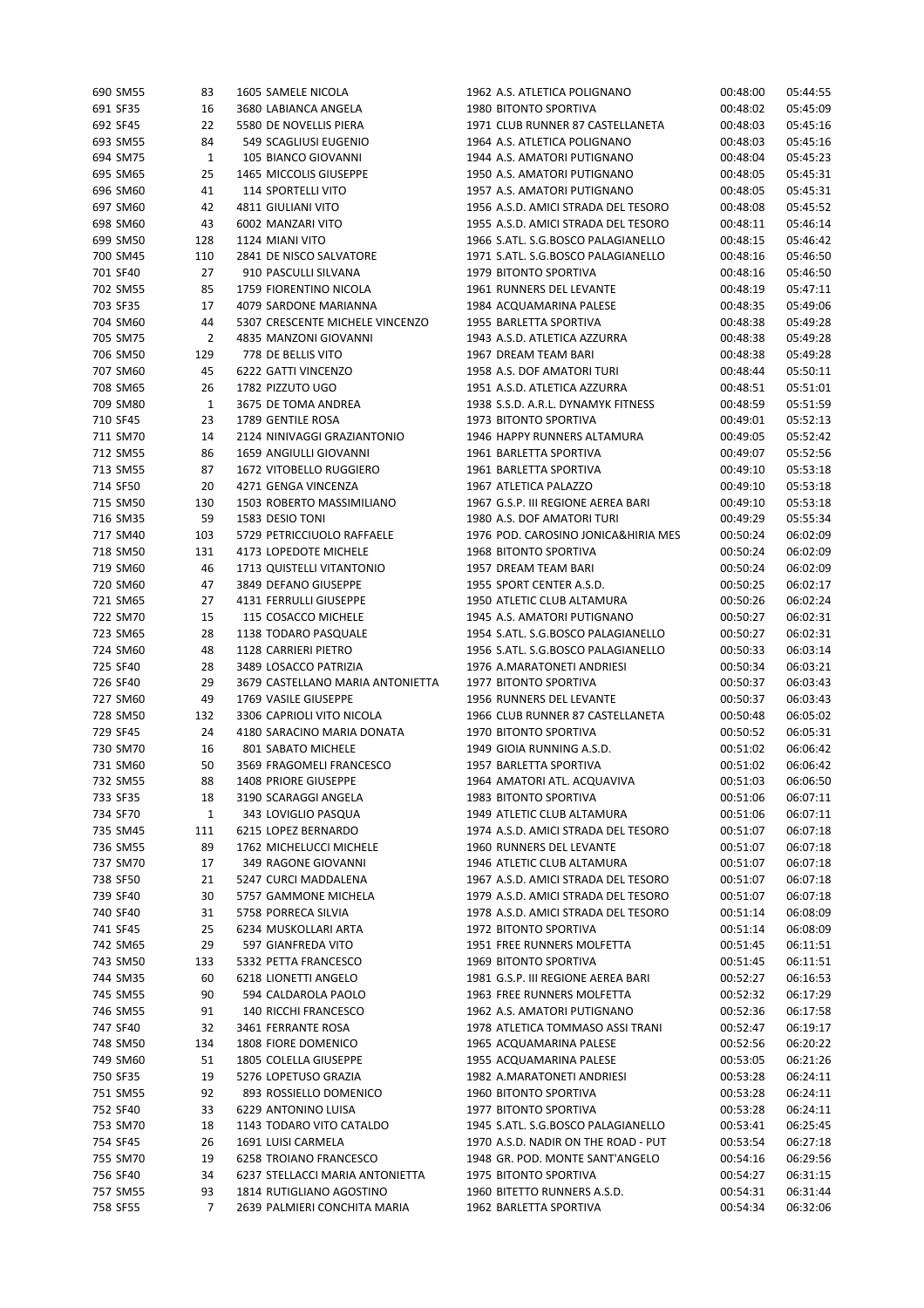| | | | | | | |
|---|---|---|---|---|---|---|
| 690 SM55 | 83 | 1605 SAMELE NICOLA | 1962 A.S. ATLETICA POLIGNANO | 00:48:00 | 05:44:55 |
| 691 SF35 | 16 | 3680 LABIANCA ANGELA | 1980 BITONTO SPORTIVA | 00:48:02 | 05:45:09 |
| 692 SF45 | 22 | 5580 DE NOVELLIS PIERA | 1971 CLUB RUNNER 87 CASTELLANETA | 00:48:03 | 05:45:16 |
| 693 SM55 | 84 | 549 SCAGLIUSI EUGENIO | 1964 A.S. ATLETICA POLIGNANO | 00:48:03 | 05:45:16 |
| 694 SM75 | 1 | 105 BIANCO GIOVANNI | 1944 A.S. AMATORI PUTIGNANO | 00:48:04 | 05:45:23 |
| 695 SM65 | 25 | 1465 MICCOLIS GIUSEPPE | 1950 A.S. AMATORI PUTIGNANO | 00:48:05 | 05:45:31 |
| 696 SM60 | 41 | 114 SPORTELLI VITO | 1957 A.S. AMATORI PUTIGNANO | 00:48:05 | 05:45:31 |
| 697 SM60 | 42 | 4811 GIULIANI VITO | 1956 A.S.D. AMICI STRADA DEL TESORO | 00:48:08 | 05:45:52 |
| 698 SM60 | 43 | 6002 MANZARI VITO | 1955 A.S.D. AMICI STRADA DEL TESORO | 00:48:11 | 05:46:14 |
| 699 SM50 | 128 | 1124 MIANI VITO | 1966 S.ATL. S.G.BOSCO PALAGIANELLO | 00:48:15 | 05:46:42 |
| 700 SM45 | 110 | 2841 DE NISCO SALVATORE | 1971 S.ATL. S.G.BOSCO PALAGIANELLO | 00:48:16 | 05:46:50 |
| 701 SF40 | 27 | 910 PASCULLI SILVANA | 1979 BITONTO SPORTIVA | 00:48:16 | 05:46:50 |
| 702 SM55 | 85 | 1759 FIORENTINO NICOLA | 1961 RUNNERS DEL LEVANTE | 00:48:19 | 05:47:11 |
| 703 SF35 | 17 | 4079 SARDONE MARIANNA | 1984 ACQUAMARINA PALESE | 00:48:35 | 05:49:06 |
| 704 SM60 | 44 | 5307 CRESCENTE MICHELE VINCENZO | 1955 BARLETTA SPORTIVA | 00:48:38 | 05:49:28 |
| 705 SM75 | 2 | 4835 MANZONI GIOVANNI | 1943 A.S.D. ATLETICA AZZURRA | 00:48:38 | 05:49:28 |
| 706 SM50 | 129 | 778 DE BELLIS VITO | 1967 DREAM TEAM BARI | 00:48:38 | 05:49:28 |
| 707 SM60 | 45 | 6222 GATTI VINCENZO | 1958 A.S. DOF AMATORI TURI | 00:48:44 | 05:50:11 |
| 708 SM65 | 26 | 1782 PIZZUTO UGO | 1951 A.S.D. ATLETICA AZZURRA | 00:48:51 | 05:51:01 |
| 709 SM80 | 1 | 3675 DE TOMA ANDREA | 1938 S.S.D. A.R.L. DYNAMYK FITNESS | 00:48:59 | 05:51:59 |
| 710 SF45 | 23 | 1789 GENTILE ROSA | 1973 BITONTO SPORTIVA | 00:49:01 | 05:52:13 |
| 711 SM70 | 14 | 2124 NINIVAGGI GRAZIANTONIO | 1946 HAPPY RUNNERS ALTAMURA | 00:49:05 | 05:52:42 |
| 712 SM55 | 86 | 1659 ANGIULLI GIOVANNI | 1961 BARLETTA SPORTIVA | 00:49:07 | 05:52:56 |
| 713 SM55 | 87 | 1672 VITOBELLO RUGGIERO | 1961 BARLETTA SPORTIVA | 00:49:10 | 05:53:18 |
| 714 SF50 | 20 | 4271 GENGA VINCENZA | 1967 ATLETICA PALAZZO | 00:49:10 | 05:53:18 |
| 715 SM50 | 130 | 1503 ROBERTO MASSIMILIANO | 1967 G.S.P. III REGIONE AEREA BARI | 00:49:10 | 05:53:18 |
| 716 SM35 | 59 | 1583 DESIO TONI | 1980 A.S. DOF AMATORI TURI | 00:49:29 | 05:55:34 |
| 717 SM40 | 103 | 5729 PETRICCIUOLO RAFFAELE | 1976 POD. CAROSINO JONICA&HIRIA MES | 00:50:24 | 06:02:09 |
| 718 SM50 | 131 | 4173 LOPEDOTE MICHELE | 1968 BITONTO SPORTIVA | 00:50:24 | 06:02:09 |
| 719 SM60 | 46 | 1713 QUISTELLI VITANTONIO | 1957 DREAM TEAM BARI | 00:50:24 | 06:02:09 |
| 720 SM60 | 47 | 3849 DEFANO GIUSEPPE | 1955 SPORT CENTER A.S.D. | 00:50:25 | 06:02:17 |
| 721 SM65 | 27 | 4131 FERRULLI GIUSEPPE | 1950 ATLETIC CLUB ALTAMURA | 00:50:26 | 06:02:24 |
| 722 SM70 | 15 | 115 COSACCO MICHELE | 1945 A.S. AMATORI PUTIGNANO | 00:50:27 | 06:02:31 |
| 723 SM65 | 28 | 1138 TODARO PASQUALE | 1954 S.ATL. S.G.BOSCO PALAGIANELLO | 00:50:27 | 06:02:31 |
| 724 SM60 | 48 | 1128 CARRIERI PIETRO | 1956 S.ATL. S.G.BOSCO PALAGIANELLO | 00:50:33 | 06:03:14 |
| 725 SF40 | 28 | 3489 LOSACCO PATRIZIA | 1976 A.MARATONETI ANDRIESI | 00:50:34 | 06:03:21 |
| 726 SF40 | 29 | 3679 CASTELLANO MARIA ANTONIETTA | 1977 BITONTO SPORTIVA | 00:50:37 | 06:03:43 |
| 727 SM60 | 49 | 1769 VASILE GIUSEPPE | 1956 RUNNERS DEL LEVANTE | 00:50:37 | 06:03:43 |
| 728 SM50 | 132 | 3306 CAPRIOLI VITO NICOLA | 1966 CLUB RUNNER 87 CASTELLANETA | 00:50:48 | 06:05:02 |
| 729 SF45 | 24 | 4180 SARACINO MARIA DONATA | 1970 BITONTO SPORTIVA | 00:50:52 | 06:05:31 |
| 730 SM70 | 16 | 801 SABATO MICHELE | 1949 GIOIA RUNNING A.S.D. | 00:51:02 | 06:06:42 |
| 731 SM60 | 50 | 3569 FRAGOMELI FRANCESCO | 1957 BARLETTA SPORTIVA | 00:51:02 | 06:06:42 |
| 732 SM55 | 88 | 1408 PRIORE GIUSEPPE | 1964 AMATORI ATL. ACQUAVIVA | 00:51:03 | 06:06:50 |
| 733 SF35 | 18 | 3190 SCARAGGI ANGELA | 1983 BITONTO SPORTIVA | 00:51:06 | 06:07:11 |
| 734 SF70 | 1 | 343 LOVIGLIO PASQUA | 1949 ATLETIC CLUB ALTAMURA | 00:51:06 | 06:07:11 |
| 735 SM45 | 111 | 6215 LOPEZ BERNARDO | 1974 A.S.D. AMICI STRADA DEL TESORO | 00:51:07 | 06:07:18 |
| 736 SM55 | 89 | 1762 MICHELUCCI MICHELE | 1960 RUNNERS DEL LEVANTE | 00:51:07 | 06:07:18 |
| 737 SM70 | 17 | 349 RAGONE GIOVANNI | 1946 ATLETIC CLUB ALTAMURA | 00:51:07 | 06:07:18 |
| 738 SF50 | 21 | 5247 CURCI MADDALENA | 1967 A.S.D. AMICI STRADA DEL TESORO | 00:51:07 | 06:07:18 |
| 739 SF40 | 30 | 5757 GAMMONE MICHELA | 1979 A.S.D. AMICI STRADA DEL TESORO | 00:51:07 | 06:07:18 |
| 740 SF40 | 31 | 5758 PORRECA SILVIA | 1978 A.S.D. AMICI STRADA DEL TESORO | 00:51:14 | 06:08:09 |
| 741 SF45 | 25 | 6234 MUSKOLLARI ARTA | 1972 BITONTO SPORTIVA | 00:51:14 | 06:08:09 |
| 742 SM65 | 29 | 597 GIANFREDA VITO | 1951 FREE RUNNERS MOLFETTA | 00:51:45 | 06:11:51 |
| 743 SM50 | 133 | 5332 PETTA FRANCESCO | 1969 BITONTO SPORTIVA | 00:51:45 | 06:11:51 |
| 744 SM35 | 60 | 6218 LIONETTI ANGELO | 1981 G.S.P. III REGIONE AEREA BARI | 00:52:27 | 06:16:53 |
| 745 SM55 | 90 | 594 CALDAROLA PAOLO | 1963 FREE RUNNERS MOLFETTA | 00:52:32 | 06:17:29 |
| 746 SM55 | 91 | 140 RICCHI FRANCESCO | 1962 A.S. AMATORI PUTIGNANO | 00:52:36 | 06:17:58 |
| 747 SF40 | 32 | 3461 FERRANTE ROSA | 1978 ATLETICA TOMMASO ASSI TRANI | 00:52:47 | 06:19:17 |
| 748 SM50 | 134 | 1808 FIORE DOMENICO | 1965 ACQUAMARINA PALESE | 00:52:56 | 06:20:22 |
| 749 SM60 | 51 | 1805 COLELLA GIUSEPPE | 1955 ACQUAMARINA PALESE | 00:53:05 | 06:21:26 |
| 750 SF35 | 19 | 5276 LOPETUSO GRAZIA | 1982 A.MARATONETI ANDRIESI | 00:53:28 | 06:24:11 |
| 751 SM55 | 92 | 893 ROSSIELLO DOMENICO | 1960 BITONTO SPORTIVA | 00:53:28 | 06:24:11 |
| 752 SF40 | 33 | 6229 ANTONINO LUISA | 1977 BITONTO SPORTIVA | 00:53:28 | 06:24:11 |
| 753 SM70 | 18 | 1143 TODARO VITO CATALDO | 1945 S.ATL. S.G.BOSCO PALAGIANELLO | 00:53:41 | 06:25:45 |
| 754 SF45 | 26 | 1691 LUISI CARMELA | 1970 A.S.D. NADIR ON THE ROAD - PUT | 00:53:54 | 06:27:18 |
| 755 SM70 | 19 | 6258 TROIANO FRANCESCO | 1948 GR. POD. MONTE SANT'ANGELO | 00:54:16 | 06:29:56 |
| 756 SF40 | 34 | 6237 STELLACCI MARIA ANTONIETTA | 1975 BITONTO SPORTIVA | 00:54:27 | 06:31:15 |
| 757 SM55 | 93 | 1814 RUTIGLIANO AGOSTINO | 1960 BITETTO RUNNERS A.S.D. | 00:54:31 | 06:31:44 |
| 758 SF55 | 7 | 2639 PALMIERI CONCHITA MARIA | 1962 BARLETTA SPORTIVA | 00:54:34 | 06:32:06 |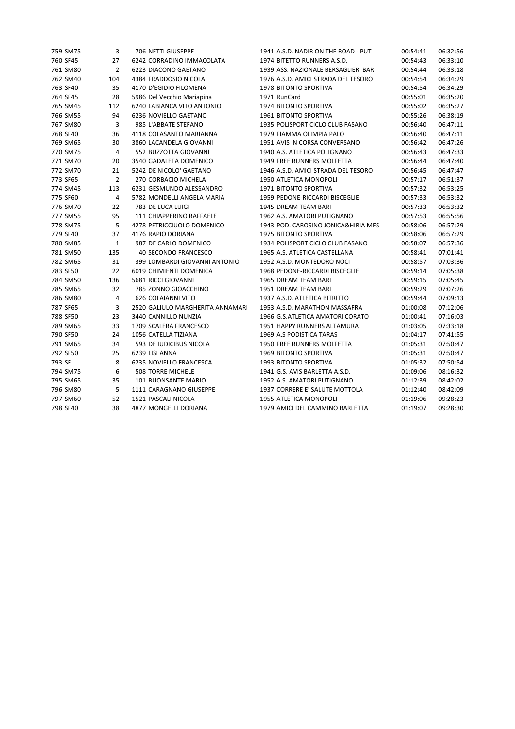| | | | | | | | | | |
|---|---|---|---|---|---|---|---|---|---|
| 759 | SM75 | 3 | 706 | NETTI GIUSEPPE | 1941 | A.S.D. NADIR ON THE ROAD - PUT | 00:54:41 | 06:32:56 |
| 760 | SF45 | 27 | 6242 | CORRADINO IMMACOLATA | 1974 | BITETTO RUNNERS A.S.D. | 00:54:43 | 06:33:10 |
| 761 | SM80 | 2 | 6223 | DIACONO GAETANO | 1939 | ASS. NAZIONALE BERSAGLIERI BAR | 00:54:44 | 06:33:18 |
| 762 | SM40 | 104 | 4384 | FRADDOSIO NICOLA | 1976 | A.S.D. AMICI STRADA DEL TESORO | 00:54:54 | 06:34:29 |
| 763 | SF40 | 35 | 4170 | D'EGIDIO FILOMENA | 1978 | BITONTO SPORTIVA | 00:54:54 | 06:34:29 |
| 764 | SF45 | 28 | 5986 | Del Vecchio Mariapina | 1971 | RunCard | 00:55:01 | 06:35:20 |
| 765 | SM45 | 112 | 6240 | LABIANCA VITO ANTONIO | 1974 | BITONTO SPORTIVA | 00:55:02 | 06:35:27 |
| 766 | SM55 | 94 | 6236 | NOVIELLO GAETANO | 1961 | BITONTO SPORTIVA | 00:55:26 | 06:38:19 |
| 767 | SM80 | 3 | 985 | L'ABBATE STEFANO | 1935 | POLISPORT CICLO CLUB FASANO | 00:56:40 | 06:47:11 |
| 768 | SF40 | 36 | 4118 | COLASANTO MARIANNA | 1979 | FIAMMA OLIMPIA PALO | 00:56:40 | 06:47:11 |
| 769 | SM65 | 30 | 3860 | LACANDELA GIOVANNI | 1951 | AVIS IN CORSA CONVERSANO | 00:56:42 | 06:47:26 |
| 770 | SM75 | 4 | 552 | BUZZOTTA GIOVANNI | 1940 | A.S. ATLETICA POLIGNANO | 00:56:43 | 06:47:33 |
| 771 | SM70 | 20 | 3540 | GADALETA DOMENICO | 1949 | FREE RUNNERS MOLFETTA | 00:56:44 | 06:47:40 |
| 772 | SM70 | 21 | 5242 | DE NICOLO' GAETANO | 1946 | A.S.D. AMICI STRADA DEL TESORO | 00:56:45 | 06:47:47 |
| 773 | SF65 | 2 | 270 | CORBACIO MICHELA | 1950 | ATLETICA MONOPOLI | 00:57:17 | 06:51:37 |
| 774 | SM45 | 113 | 6231 | GESMUNDO ALESSANDRO | 1971 | BITONTO SPORTIVA | 00:57:32 | 06:53:25 |
| 775 | SF60 | 4 | 5782 | MONDELLI ANGELA MARIA | 1959 | PEDONE-RICCARDI BISCEGLIE | 00:57:33 | 06:53:32 |
| 776 | SM70 | 22 | 783 | DE LUCA LUIGI | 1945 | DREAM TEAM BARI | 00:57:33 | 06:53:32 |
| 777 | SM55 | 95 | 111 | CHIAPPERINO RAFFAELE | 1962 | A.S. AMATORI PUTIGNANO | 00:57:53 | 06:55:56 |
| 778 | SM75 | 5 | 4278 | PETRICCIUOLO DOMENICO | 1943 | POD. CAROSINO JONICA&HIRIA MES | 00:58:06 | 06:57:29 |
| 779 | SF40 | 37 | 4176 | RAPIO DORIANA | 1975 | BITONTO SPORTIVA | 00:58:06 | 06:57:29 |
| 780 | SM85 | 1 | 987 | DE CARLO DOMENICO | 1934 | POLISPORT CICLO CLUB FASANO | 00:58:07 | 06:57:36 |
| 781 | SM50 | 135 | 40 | SECONDO FRANCESCO | 1965 | A.S. ATLETICA CASTELLANA | 00:58:41 | 07:01:41 |
| 782 | SM65 | 31 | 399 | LOMBARDI GIOVANNI ANTONIO | 1952 | A.S.D. MONTEDORO NOCI | 00:58:57 | 07:03:36 |
| 783 | SF50 | 22 | 6019 | CHIMIENTI DOMENICA | 1968 | PEDONE-RICCARDI BISCEGLIE | 00:59:14 | 07:05:38 |
| 784 | SM50 | 136 | 5681 | RICCI GIOVANNI | 1965 | DREAM TEAM BARI | 00:59:15 | 07:05:45 |
| 785 | SM65 | 32 | 785 | ZONNO GIOACCHINO | 1951 | DREAM TEAM BARI | 00:59:29 | 07:07:26 |
| 786 | SM80 | 4 | 626 | COLAIANNI VITO | 1937 | A.S.D. ATLETICA BITRITTO | 00:59:44 | 07:09:13 |
| 787 | SF65 | 3 | 2520 | GALIULO MARGHERITA ANNAMARI | 1953 | A.S.D. MARATHON MASSAFRA | 01:00:08 | 07:12:06 |
| 788 | SF50 | 23 | 3440 | CANNILLO NUNZIA | 1966 | G.S.ATLETICA AMATORI CORATO | 01:00:41 | 07:16:03 |
| 789 | SM65 | 33 | 1709 | SCALERA FRANCESCO | 1951 | HAPPY RUNNERS ALTAMURA | 01:03:05 | 07:33:18 |
| 790 | SF50 | 24 | 1056 | CATELLA TIZIANA | 1969 | A.S PODISTICA TARAS | 01:04:17 | 07:41:55 |
| 791 | SM65 | 34 | 593 | DE IUDICIBUS NICOLA | 1950 | FREE RUNNERS MOLFETTA | 01:05:31 | 07:50:47 |
| 792 | SF50 | 25 | 6239 | LISI ANNA | 1969 | BITONTO SPORTIVA | 01:05:31 | 07:50:47 |
| 793 | SF | 8 | 6235 | NOVIELLO FRANCESCA | 1993 | BITONTO SPORTIVA | 01:05:32 | 07:50:54 |
| 794 | SM75 | 6 | 508 | TORRE MICHELE | 1941 | G.S. AVIS BARLETTA A.S.D. | 01:09:06 | 08:16:32 |
| 795 | SM65 | 35 | 101 | BUONSANTE MARIO | 1952 | A.S. AMATORI PUTIGNANO | 01:12:39 | 08:42:02 |
| 796 | SM80 | 5 | 1111 | CARAGNANO GIUSEPPE | 1937 | CORRERE E' SALUTE MOTTOLA | 01:12:40 | 08:42:09 |
| 797 | SM60 | 52 | 1521 | PASCALI NICOLA | 1955 | ATLETICA MONOPOLI | 01:19:06 | 09:28:23 |
| 798 | SF40 | 38 | 4877 | MONGELLI DORIANA | 1979 | AMICI DEL CAMMINO BARLETTA | 01:19:07 | 09:28:30 |